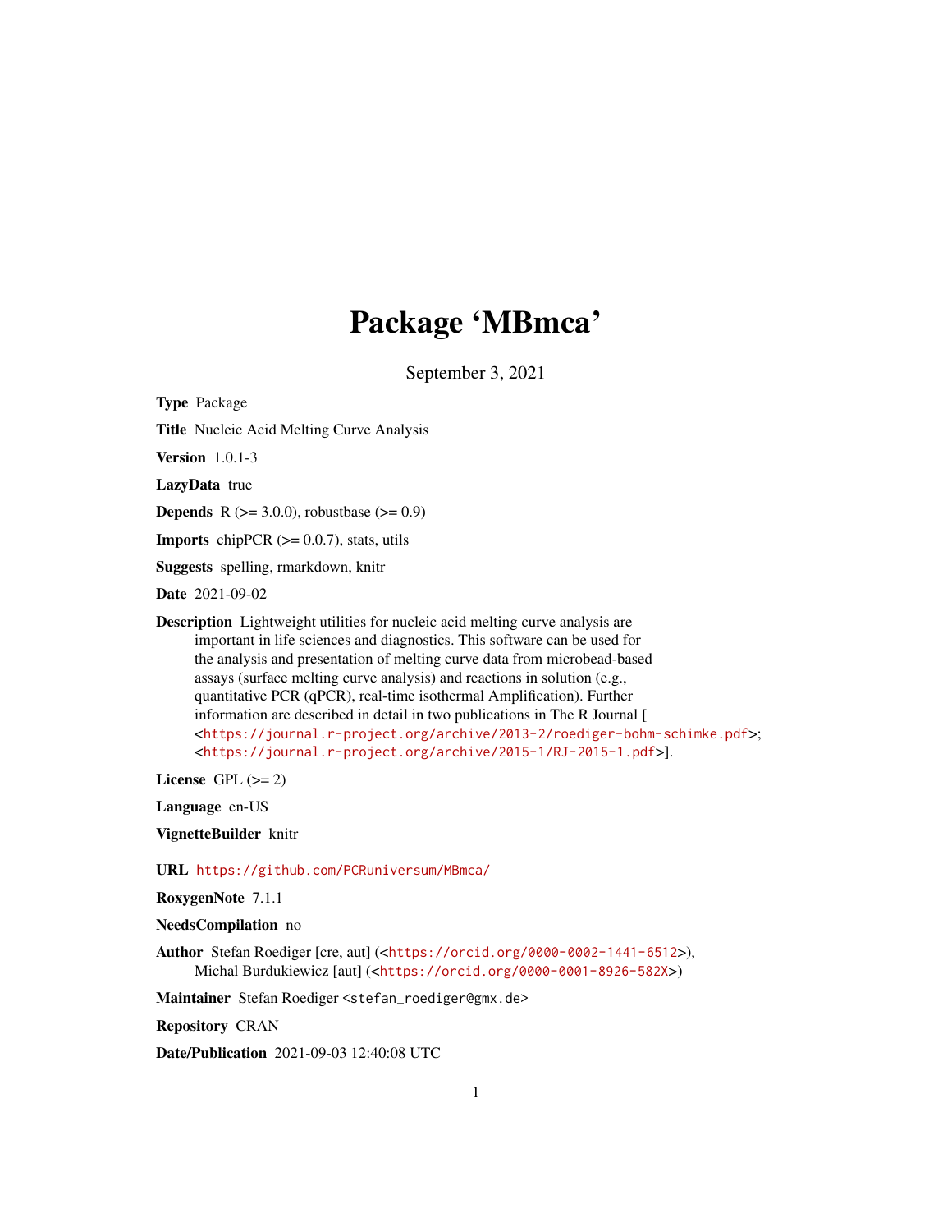# Package 'MBmca'

September 3, 2021

**Type** Package

**Title** Nucleic Acid Melting Curve Analysis

**Version** 1.0.1-3

**LazyData** true

**Depends** R (>= 3.0.0), robustbase (>= 0.9)

**Imports** chipPCR (>= 0.0.7), stats, utils

**Suggests** spelling, rmarkdown, knitr

**Date** 2021-09-02

**Description** Lightweight utilities for nucleic acid melting curve analysis are important in life sciences and diagnostics. This software can be used for the analysis and presentation of melting curve data from microbead-based assays (surface melting curve analysis) and reactions in solution (e.g., quantitative PCR (qPCR), real-time isothermal Amplification). Further information are described in detail in two publications in The R Journal [ <https://journal.r-project.org/archive/2013-2/roediger-bohm-schimke.pdf>; <https://journal.r-project.org/archive/2015-1/RJ-2015-1.pdf>].

**License** GPL (>= 2)

**Language** en-US

**VignetteBuilder** knitr

**URL** https://github.com/PCRuniversum/MBmca/

**RoxygenNote** 7.1.1

**NeedsCompilation** no

**Author** Stefan Roediger [cre, aut] (<https://orcid.org/0000-0002-1441-6512>), Michal Burdukiewicz [aut] (<https://orcid.org/0000-0001-8926-582X>)

**Maintainer** Stefan Roediger <stefan_roediger@gmx.de>

**Repository** CRAN

**Date/Publication** 2021-09-03 12:40:08 UTC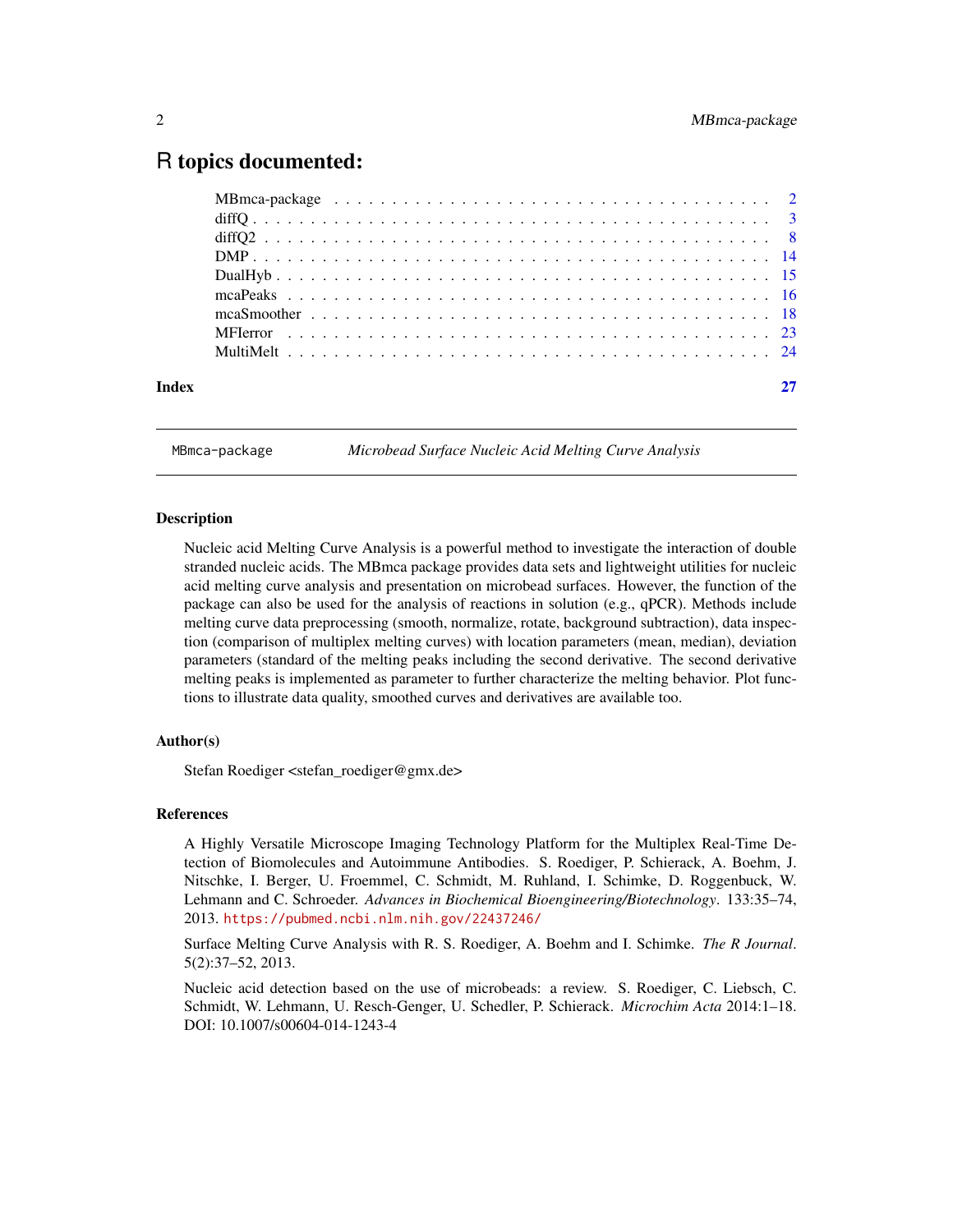# R topics documented:

| | |
|---|---|
| MBmca-package | 2 |
| diffQ | 3 |
| diffQ2 | 8 |
| DMP | 14 |
| DualHyb | 15 |
| mcaPeaks | 16 |
| mcaSmoother | 18 |
| MFIerror | 23 |
| MultiMelt | 24 |
| **Index** | **27** |

---

## MBmca-package — *Microbead Surface Nucleic Acid Melting Curve Analysis*

### Description

Nucleic acid Melting Curve Analysis is a powerful method to investigate the interaction of double stranded nucleic acids. The MBmca package provides data sets and lightweight utilities for nucleic acid melting curve analysis and presentation on microbead surfaces. However, the function of the package can also be used for the analysis of reactions in solution (e.g., qPCR). Methods include melting curve data preprocessing (smooth, normalize, rotate, background subtraction), data inspection (comparison of multiplex melting curves) with location parameters (mean, median), deviation parameters (standard of the melting peaks including the second derivative. The second derivative melting peaks is implemented as parameter to further characterize the melting behavior. Plot functions to illustrate data quality, smoothed curves and derivatives are available too.

### Author(s)

Stefan Roediger <stefan_roediger@gmx.de>

### References

A Highly Versatile Microscope Imaging Technology Platform for the Multiplex Real-Time Detection of Biomolecules and Autoimmune Antibodies. S. Roediger, P. Schierack, A. Boehm, J. Nitschke, I. Berger, U. Froemmel, C. Schmidt, M. Ruhland, I. Schimke, D. Roggenbuck, W. Lehmann and C. Schroeder. *Advances in Biochemical Bioengineering/Biotechnology*. 133:35–74, 2013. https://pubmed.ncbi.nlm.nih.gov/22437246/

Surface Melting Curve Analysis with R. S. Roediger, A. Boehm and I. Schimke. *The R Journal*. 5(2):37–52, 2013.

Nucleic acid detection based on the use of microbeads: a review. S. Roediger, C. Liebsch, C. Schmidt, W. Lehmann, U. Resch-Genger, U. Schedler, P. Schierack. *Microchim Acta* 2014:1–18. DOI: 10.1007/s00604-014-1243-4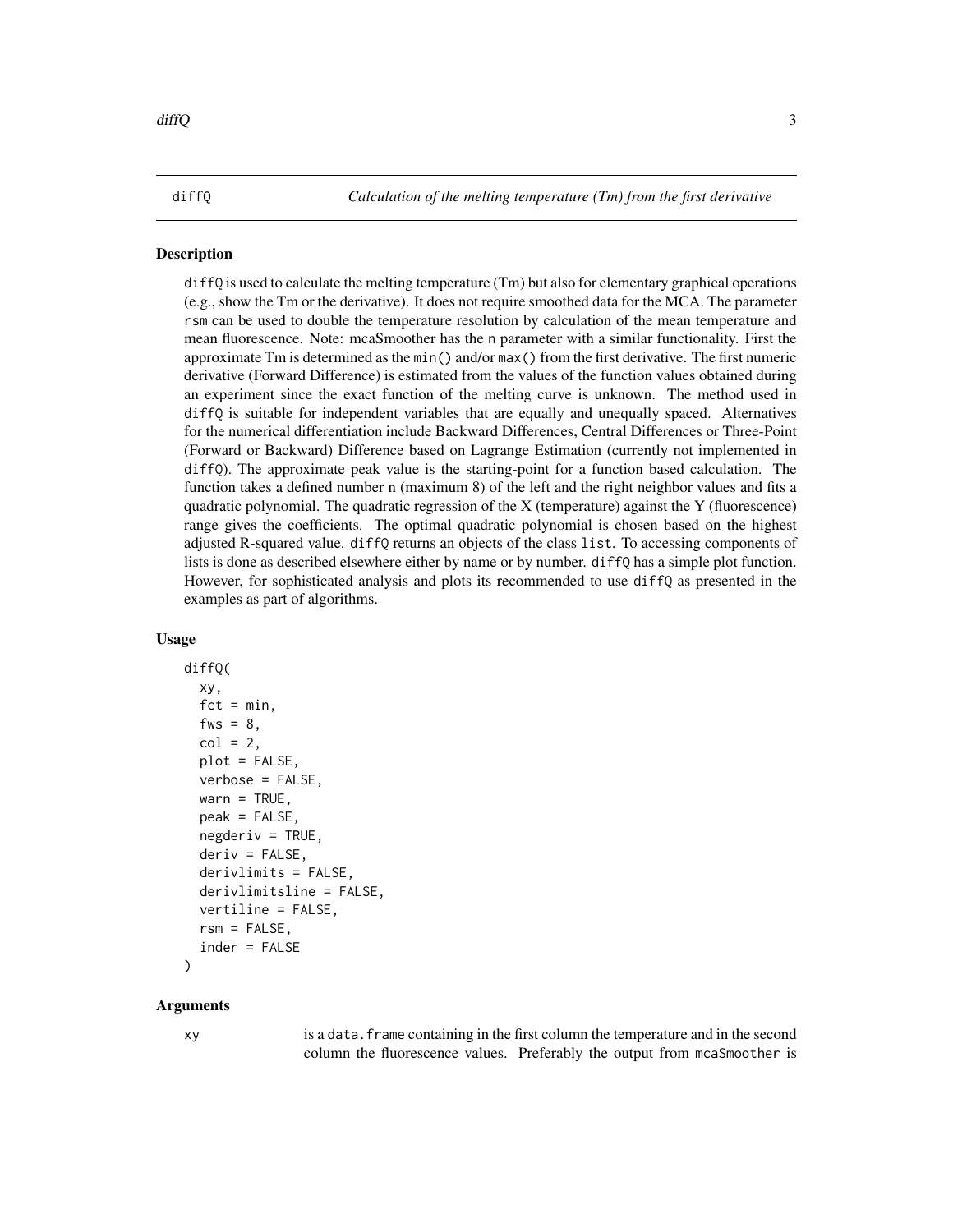## diffQ — *Calculation of the melting temperature (Tm) from the first derivative*

### Description

`diffQ` is used to calculate the melting temperature (Tm) but also for elementary graphical operations (e.g., show the Tm or the derivative). It does not require smoothed data for the MCA. The parameter `rsm` can be used to double the temperature resolution by calculation of the mean temperature and mean fluorescence. Note: mcaSmoother has the `n` parameter with a similar functionality. First the approximate Tm is determined as the `min()` and/or `max()` from the first derivative. The first numeric derivative (Forward Difference) is estimated from the values of the function values obtained during an experiment since the exact function of the melting curve is unknown. The method used in `diffQ` is suitable for independent variables that are equally and unequally spaced. Alternatives for the numerical differentiation include Backward Differences, Central Differences or Three-Point (Forward or Backward) Difference based on Lagrange Estimation (currently not implemented in `diffQ`). The approximate peak value is the starting-point for a function based calculation. The function takes a defined number n (maximum 8) of the left and the right neighbor values and fits a quadratic polynomial. The quadratic regression of the X (temperature) against the Y (fluorescence) range gives the coefficients. The optimal quadratic polynomial is chosen based on the highest adjusted R-squared value. `diffQ` returns an objects of the class `list`. To accessing components of lists is done as described elsewhere either by name or by number. `diffQ` has a simple plot function. However, for sophisticated analysis and plots its recommended to use `diffQ` as presented in the examples as part of algorithms.

### Usage

```
diffQ(
  xy,
  fct = min,
  fws = 8,
  col = 2,
  plot = FALSE,
  verbose = FALSE,
  warn = TRUE,
  peak = FALSE,
  negderiv = TRUE,
  deriv = FALSE,
  derivlimits = FALSE,
  derivlimitsline = FALSE,
  vertiline = FALSE,
  rsm = FALSE,
  inder = FALSE
)
```

### Arguments

`xy` is a `data.frame` containing in the first column the temperature and in the second column the fluorescence values. Preferably the output from `mcaSmoother` is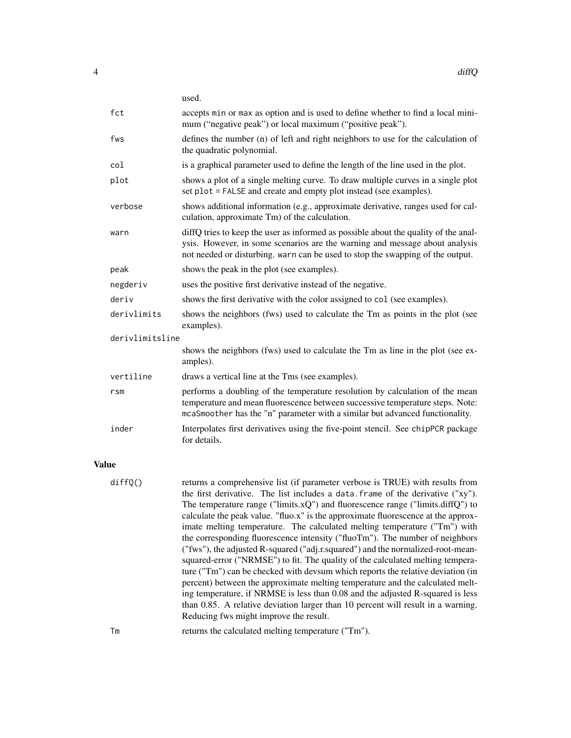| | |
|---|---|
| | used. |
| `fct` | accepts `min` or `max` as option and is used to define whether to find a local minimum ("negative peak") or local maximum ("positive peak"). |
| `fws` | defines the number (n) of left and right neighbors to use for the calculation of the quadratic polynomial. |
| `col` | is a graphical parameter used to define the length of the line used in the plot. |
| `plot` | shows a plot of a single melting curve. To draw multiple curves in a single plot set `plot = FALSE` and create and empty plot instead (see examples). |
| `verbose` | shows additional information (e.g., approximate derivative, ranges used for calculation, approximate Tm) of the calculation. |
| `warn` | diffQ tries to keep the user as informed as possible about the quality of the analysis. However, in some scenarios are the warning and message about analysis not needed or disturbing. `warn` can be used to stop the swapping of the output. |
| `peak` | shows the peak in the plot (see examples). |
| `negderiv` | uses the positive first derivative instead of the negative. |
| `deriv` | shows the first derivative with the color assigned to `col` (see examples). |
| `derivlimits` | shows the neighbors (fws) used to calculate the Tm as points in the plot (see examples). |
| `derivlimitsline` | shows the neighbors (fws) used to calculate the Tm as line in the plot (see examples). |
| `vertiline` | draws a vertical line at the Tms (see examples). |
| `rsm` | performs a doubling of the temperature resolution by calculation of the mean temperature and mean fluorescence between successive temperature steps. Note: `mcaSmoother` has the "n" parameter with a similar but advanced functionality. |
| `inder` | Interpolates first derivatives using the five-point stencil. See `chipPCR` package for details. |

## Value

| | |
|---|---|
| `diffQ()` | returns a comprehensive list (if parameter verbose is TRUE) with results from the first derivative. The list includes a `data.frame` of the derivative ("xy"). The temperature range ("limits.xQ") and fluorescence range ("limits.diffQ") to calculate the peak value. "fluo.x" is the approximate fluorescence at the approximate melting temperature. The calculated melting temperature ("Tm") with the corresponding fluorescence intensity ("fluoTm"). The number of neighbors ("fws"), the adjusted R-squared ("adj.r.squared") and the normalized-root-mean-squared-error ("NRMSE") to fit. The quality of the calculated melting temperature ("Tm") can be checked with devsum which reports the relative deviation (in percent) between the approximate melting temperature and the calculated melting temperature, if NRMSE is less than 0.08 and the adjusted R-squared is less than 0.85. A relative deviation larger than 10 percent will result in a warning. Reducing fws might improve the result. |
| `Tm` | returns the calculated melting temperature ("Tm"). |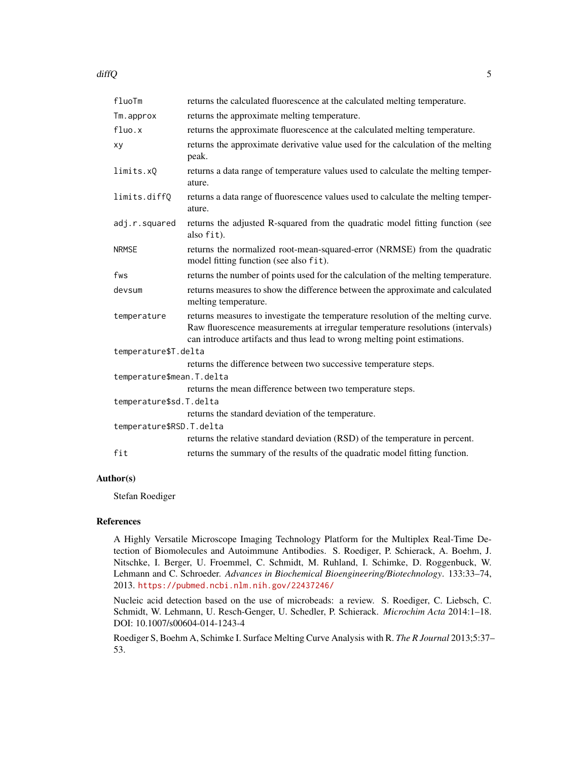| | |
|---|---|
| `fluoTm` | returns the calculated fluorescence at the calculated melting temperature. |
| `Tm.approx` | returns the approximate melting temperature. |
| `fluo.x` | returns the approximate fluorescence at the calculated melting temperature. |
| `xy` | returns the approximate derivative value used for the calculation of the melting peak. |
| `limits.xQ` | returns a data range of temperature values used to calculate the melting temperature. |
| `limits.diffQ` | returns a data range of fluorescence values used to calculate the melting temperature. |
| `adj.r.squared` | returns the adjusted R-squared from the quadratic model fitting function (see also `fit`). |
| `NRMSE` | returns the normalized root-mean-squared-error (NRMSE) from the quadratic model fitting function (see also `fit`). |
| `fws` | returns the number of points used for the calculation of the melting temperature. |
| `devsum` | returns measures to show the difference between the approximate and calculated melting temperature. |
| `temperature` | returns measures to investigate the temperature resolution of the melting curve. Raw fluorescence measurements at irregular temperature resolutions (intervals) can introduce artifacts and thus lead to wrong melting point estimations. |
| `temperature$T.delta` | returns the difference between two successive temperature steps. |
| `temperature$mean.T.delta` | returns the mean difference between two temperature steps. |
| `temperature$sd.T.delta` | returns the standard deviation of the temperature. |
| `temperature$RSD.T.delta` | returns the relative standard deviation (RSD) of the temperature in percent. |
| `fit` | returns the summary of the results of the quadratic model fitting function. |

## Author(s)

Stefan Roediger

## References

A Highly Versatile Microscope Imaging Technology Platform for the Multiplex Real-Time Detection of Biomolecules and Autoimmune Antibodies. S. Roediger, P. Schierack, A. Boehm, J. Nitschke, I. Berger, U. Froemmel, C. Schmidt, M. Ruhland, I. Schimke, D. Roggenbuck, W. Lehmann and C. Schroeder. *Advances in Biochemical Bioengineering/Biotechnology*. 133:33–74, 2013. https://pubmed.ncbi.nlm.nih.gov/22437246/

Nucleic acid detection based on the use of microbeads: a review. S. Roediger, C. Liebsch, C. Schmidt, W. Lehmann, U. Resch-Genger, U. Schedler, P. Schierack. *Microchim Acta* 2014:1–18. DOI: 10.1007/s00604-014-1243-4

Roediger S, Boehm A, Schimke I. Surface Melting Curve Analysis with R. *The R Journal* 2013;5:37–53.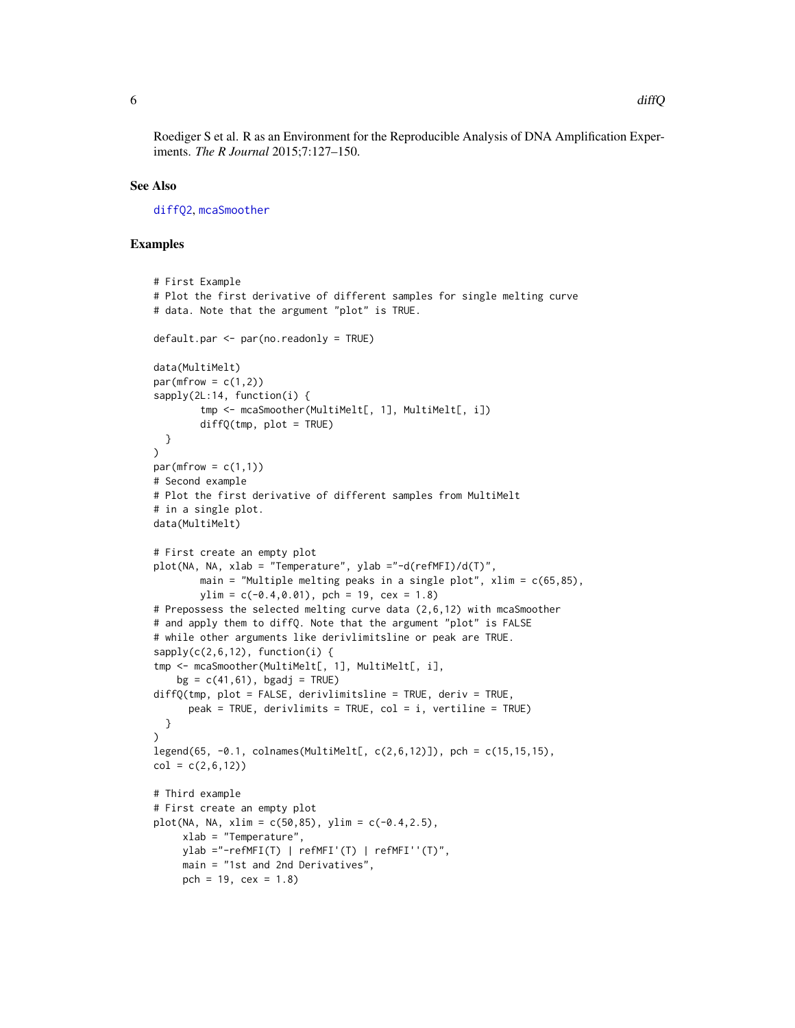Roediger S et al. R as an Environment for the Reproducible Analysis of DNA Amplification Experiments. *The R Journal* 2015;7:127–150.

## See Also

diffQ2, mcaSmoother

## Examples

```
# First Example
# Plot the first derivative of different samples for single melting curve
# data. Note that the argument "plot" is TRUE.

default.par <- par(no.readonly = TRUE)

data(MultiMelt)
par(mfrow = c(1,2))
sapply(2L:14, function(i) {
        tmp <- mcaSmoother(MultiMelt[, 1], MultiMelt[, i])
        diffQ(tmp, plot = TRUE)
  }
)
par(mfrow = c(1,1))
# Second example
# Plot the first derivative of different samples from MultiMelt
# in a single plot.
data(MultiMelt)

# First create an empty plot
plot(NA, NA, xlab = "Temperature", ylab ="-d(refMFI)/d(T)",
        main = "Multiple melting peaks in a single plot", xlim = c(65,85),
        ylim = c(-0.4,0.01), pch = 19, cex = 1.8)
# Prepossess the selected melting curve data (2,6,12) with mcaSmoother
# and apply them to diffQ. Note that the argument "plot" is FALSE
# while other arguments like derivlimitsline or peak are TRUE.
sapply(c(2,6,12), function(i) {
tmp <- mcaSmoother(MultiMelt[, 1], MultiMelt[, i],
    bg = c(41,61), bgadj = TRUE)
diffQ(tmp, plot = FALSE, derivlimitsline = TRUE, deriv = TRUE,
      peak = TRUE, derivlimits = TRUE, col = i, vertiline = TRUE)
  }
)
legend(65, -0.1, colnames(MultiMelt[, c(2,6,12)]), pch = c(15,15,15),
col = c(2,6,12))

# Third example
# First create an empty plot
plot(NA, NA, xlim = c(50,85), ylim = c(-0.4,2.5),
     xlab = "Temperature",
     ylab ="-refMFI(T) | refMFI'(T) | refMFI''(T)",
     main = "1st and 2nd Derivatives",
     pch = 19, cex = 1.8)
```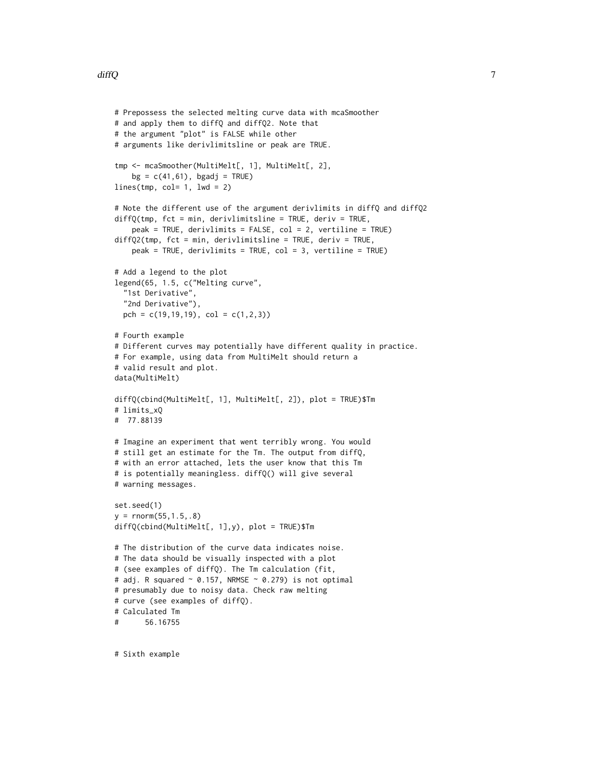```
# Prepossess the selected melting curve data with mcaSmoother
# and apply them to diffQ and diffQ2. Note that
# the argument "plot" is FALSE while other
# arguments like derivlimitsline or peak are TRUE.

tmp <- mcaSmoother(MultiMelt[, 1], MultiMelt[, 2],
    bg = c(41,61), bgadj = TRUE)
lines(tmp, col= 1, lwd = 2)

# Note the different use of the argument derivlimits in diffQ and diffQ2
diffQ(tmp, fct = min, derivlimitsline = TRUE, deriv = TRUE,
    peak = TRUE, derivlimits = FALSE, col = 2, vertiline = TRUE)
diffQ2(tmp, fct = min, derivlimitsline = TRUE, deriv = TRUE,
    peak = TRUE, derivlimits = TRUE, col = 3, vertiline = TRUE)

# Add a legend to the plot
legend(65, 1.5, c("Melting curve",
  "1st Derivative",
  "2nd Derivative"),
  pch = c(19,19,19), col = c(1,2,3))

# Fourth example
# Different curves may potentially have different quality in practice.
# For example, using data from MultiMelt should return a
# valid result and plot.
data(MultiMelt)

diffQ(cbind(MultiMelt[, 1], MultiMelt[, 2]), plot = TRUE)$Tm
# limits_xQ
#  77.88139

# Imagine an experiment that went terribly wrong. You would
# still get an estimate for the Tm. The output from diffQ,
# with an error attached, lets the user know that this Tm
# is potentially meaningless. diffQ() will give several
# warning messages.

set.seed(1)
y = rnorm(55,1.5,.8)
diffQ(cbind(MultiMelt[, 1],y), plot = TRUE)$Tm

# The distribution of the curve data indicates noise.
# The data should be visually inspected with a plot
# (see examples of diffQ). The Tm calculation (fit,
# adj. R squared ~ 0.157, NRMSE ~ 0.279) is not optimal
# presumably due to noisy data. Check raw melting
# curve (see examples of diffQ).
# Calculated Tm
#      56.16755


# Sixth example
```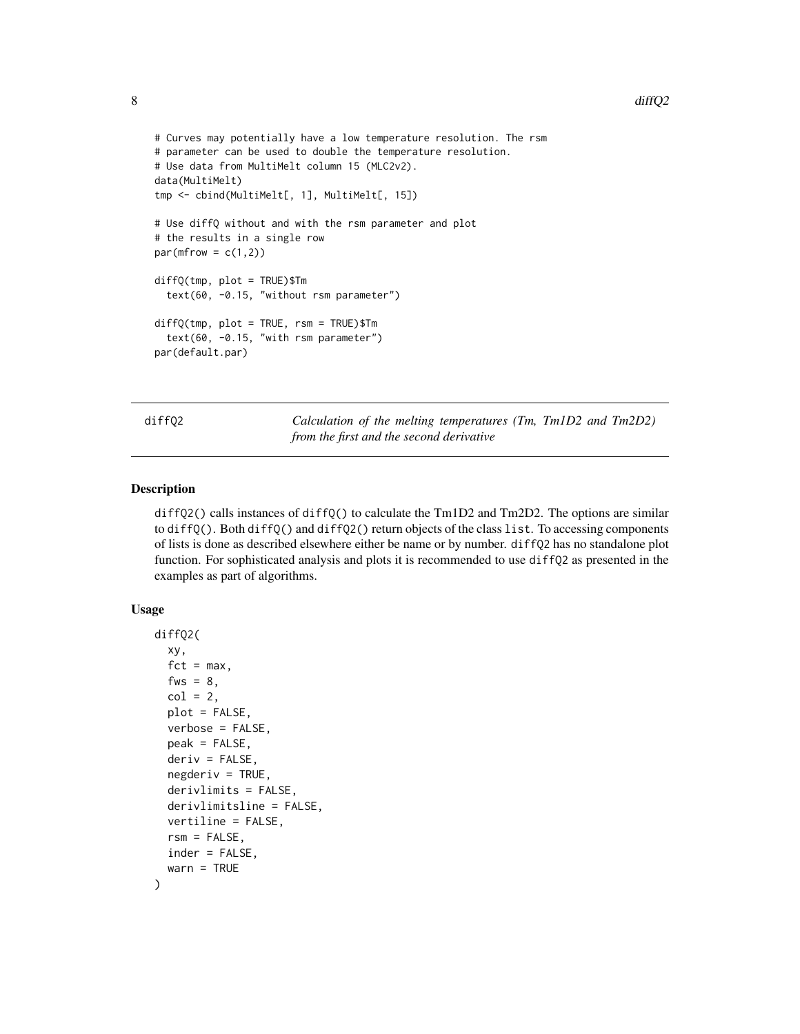```
# Curves may potentially have a low temperature resolution. The rsm
# parameter can be used to double the temperature resolution.
# Use data from MultiMelt column 15 (MLC2v2).
data(MultiMelt)
tmp <- cbind(MultiMelt[, 1], MultiMelt[, 15])

# Use diffQ without and with the rsm parameter and plot
# the results in a single row
par(mfrow = c(1,2))

diffQ(tmp, plot = TRUE)$Tm
  text(60, -0.15, "without rsm parameter")

diffQ(tmp, plot = TRUE, rsm = TRUE)$Tm
  text(60, -0.15, "with rsm parameter")
par(default.par)
```

## diffQ2 — *Calculation of the melting temperatures (Tm, Tm1D2 and Tm2D2) from the first and the second derivative*

### Description

diffQ2() calls instances of diffQ() to calculate the Tm1D2 and Tm2D2. The options are similar to diffQ(). Both diffQ() and diffQ2() return objects of the class list. To accessing components of lists is done as described elsewhere either be name or by number. diffQ2 has no standalone plot function. For sophisticated analysis and plots it is recommended to use diffQ2 as presented in the examples as part of algorithms.

### Usage

```
diffQ2(
  xy,
  fct = max,
  fws = 8,
  col = 2,
  plot = FALSE,
  verbose = FALSE,
  peak = FALSE,
  deriv = FALSE,
  negderiv = TRUE,
  derivlimits = FALSE,
  derivlimitsline = FALSE,
  vertiline = FALSE,
  rsm = FALSE,
  inder = FALSE,
  warn = TRUE
)
```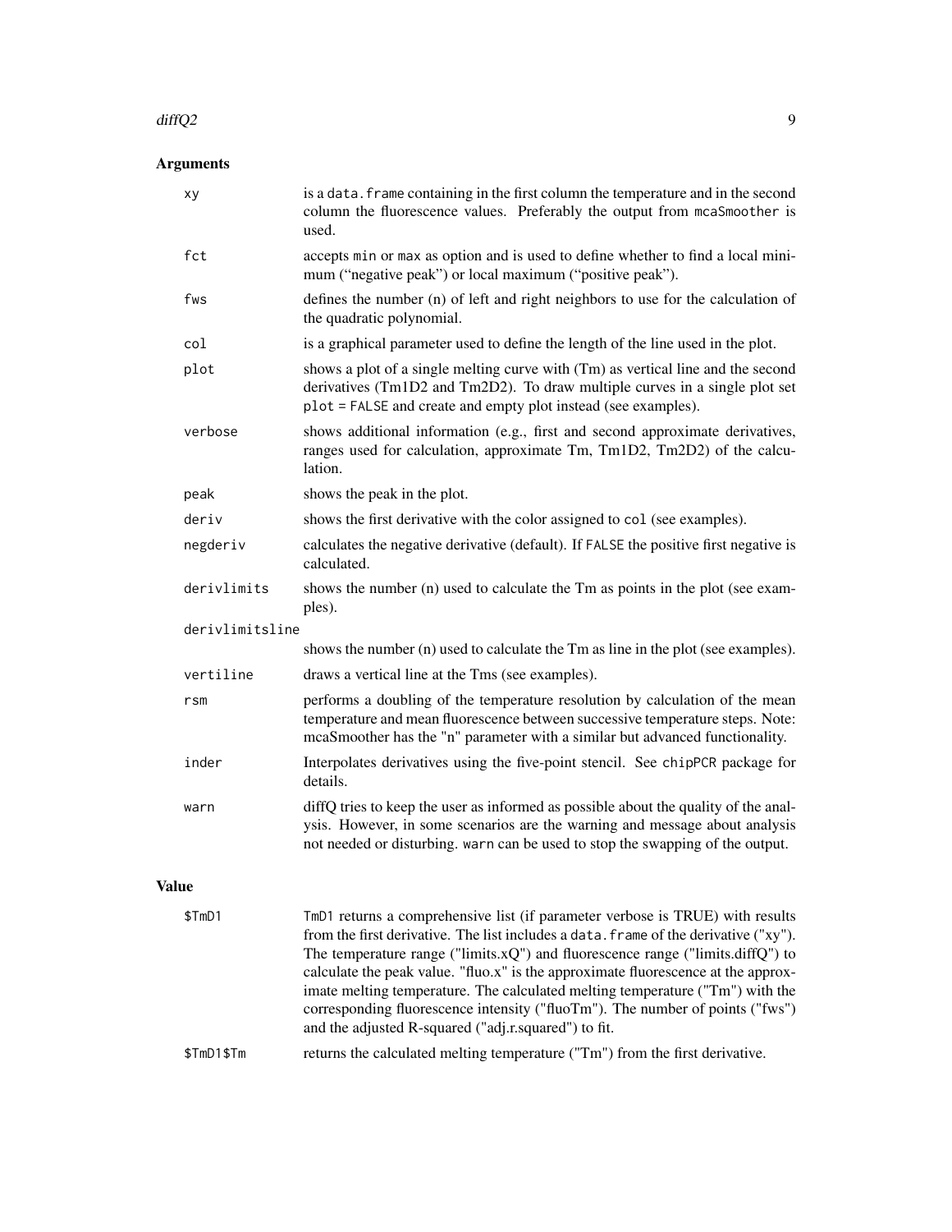## Arguments

| | |
|---|---|
| `xy` | is a `data.frame` containing in the first column the temperature and in the second column the fluorescence values. Preferably the output from `mcaSmoother` is used. |
| `fct` | accepts `min` or `max` as option and is used to define whether to find a local minimum ("negative peak") or local maximum ("positive peak"). |
| `fws` | defines the number (n) of left and right neighbors to use for the calculation of the quadratic polynomial. |
| `col` | is a graphical parameter used to define the length of the line used in the plot. |
| `plot` | shows a plot of a single melting curve with (Tm) as vertical line and the second derivatives (Tm1D2 and Tm2D2). To draw multiple curves in a single plot set `plot = FALSE` and create and empty plot instead (see examples). |
| `verbose` | shows additional information (e.g., first and second approximate derivatives, ranges used for calculation, approximate Tm, Tm1D2, Tm2D2) of the calculation. |
| `peak` | shows the peak in the plot. |
| `deriv` | shows the first derivative with the color assigned to `col` (see examples). |
| `negderiv` | calculates the negative derivative (default). If `FALSE` the positive first negative is calculated. |
| `derivlimits` | shows the number (n) used to calculate the Tm as points in the plot (see examples). |
| `derivlimitsline` | shows the number (n) used to calculate the Tm as line in the plot (see examples). |
| `vertiline` | draws a vertical line at the Tms (see examples). |
| `rsm` | performs a doubling of the temperature resolution by calculation of the mean temperature and mean fluorescence between successive temperature steps. Note: mcaSmoother has the "n" parameter with a similar but advanced functionality. |
| `inder` | Interpolates derivatives using the five-point stencil. See `chipPCR` package for details. |
| `warn` | diffQ tries to keep the user as informed as possible about the quality of the analysis. However, in some scenarios are the warning and message about analysis not needed or disturbing. `warn` can be used to stop the swapping of the output. |

## Value

| | |
|---|---|
| `$TmD1` | `TmD1` returns a comprehensive list (if parameter verbose is TRUE) with results from the first derivative. The list includes a `data.frame` of the derivative ("xy"). The temperature range ("limits.xQ") and fluorescence range ("limits.diffQ") to calculate the peak value. "fluo.x" is the approximate fluorescence at the approximate melting temperature. The calculated melting temperature ("Tm") with the corresponding fluorescence intensity ("fluoTm"). The number of points ("fws") and the adjusted R-squared ("adj.r.squared") to fit. |
| `$TmD1$Tm` | returns the calculated melting temperature ("Tm") from the first derivative. |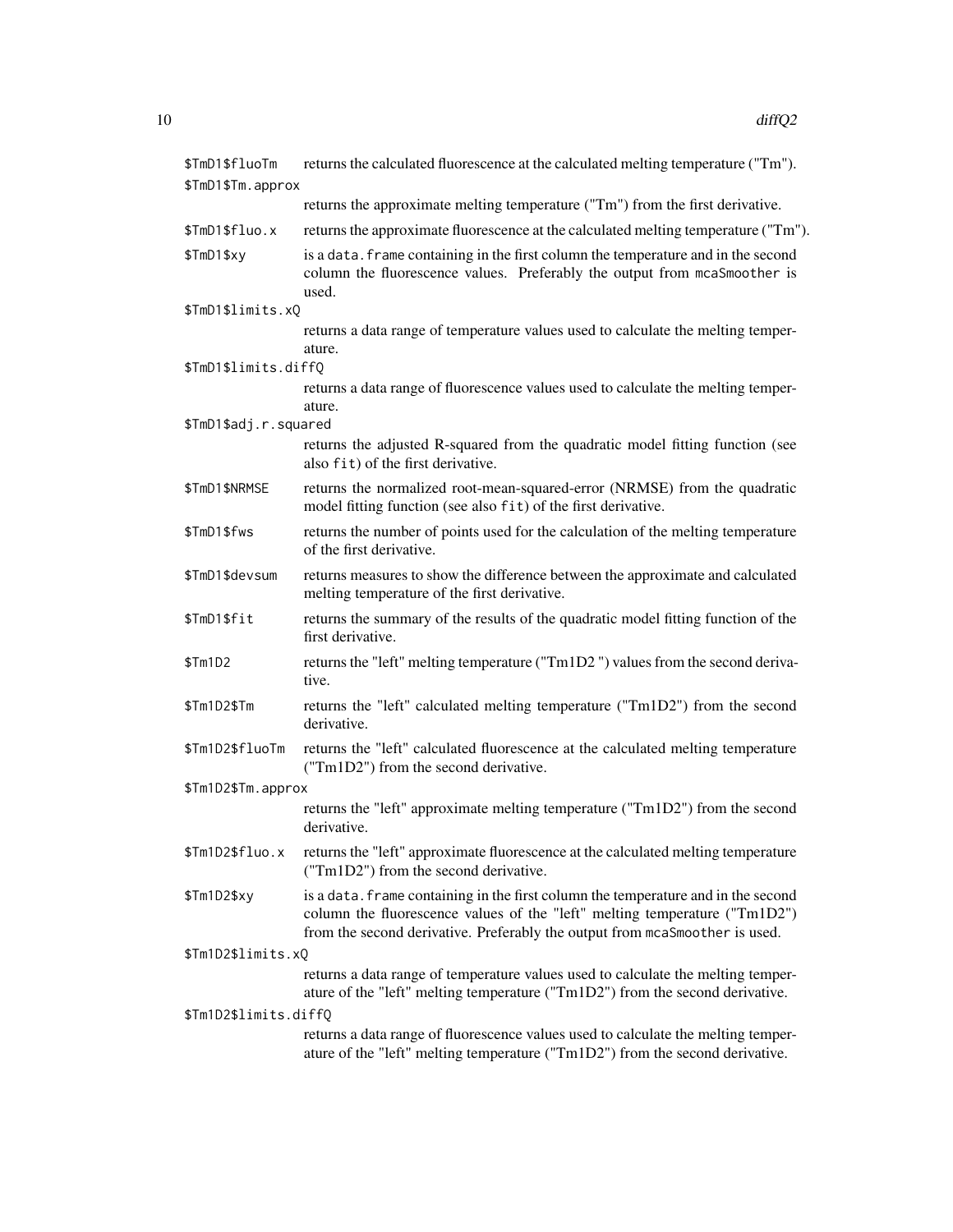`$TmD1$fluoTm` returns the calculated fluorescence at the calculated melting temperature ("Tm").

`$TmD1$Tm.approx`
: returns the approximate melting temperature ("Tm") from the first derivative.

`$TmD1$fluo.x` returns the approximate fluorescence at the calculated melting temperature ("Tm").

`$TmD1$xy` is a `data.frame` containing in the first column the temperature and in the second column the fluorescence values. Preferably the output from `mcaSmoother` is used.

`$TmD1$limits.xQ`
: returns a data range of temperature values used to calculate the melting temperature.

`$TmD1$limits.diffQ`
: returns a data range of fluorescence values used to calculate the melting temperature.

`$TmD1$adj.r.squared`
: returns the adjusted R-squared from the quadratic model fitting function (see also `fit`) of the first derivative.

`$TmD1$NRMSE` returns the normalized root-mean-squared-error (NRMSE) from the quadratic model fitting function (see also `fit`) of the first derivative.

`$TmD1$fws` returns the number of points used for the calculation of the melting temperature of the first derivative.

`$TmD1$devsum` returns measures to show the difference between the approximate and calculated melting temperature of the first derivative.

`$TmD1$fit` returns the summary of the results of the quadratic model fitting function of the first derivative.

`$Tm1D2` returns the "left" melting temperature ("Tm1D2 ") values from the second derivative.

`$Tm1D2$Tm` returns the "left" calculated melting temperature ("Tm1D2") from the second derivative.

`$Tm1D2$fluoTm` returns the "left" calculated fluorescence at the calculated melting temperature ("Tm1D2") from the second derivative.

`$Tm1D2$Tm.approx`
: returns the "left" approximate melting temperature ("Tm1D2") from the second derivative.

`$Tm1D2$fluo.x` returns the "left" approximate fluorescence at the calculated melting temperature ("Tm1D2") from the second derivative.

`$Tm1D2$xy` is a `data.frame` containing in the first column the temperature and in the second column the fluorescence values of the "left" melting temperature ("Tm1D2") from the second derivative. Preferably the output from `mcaSmoother` is used.

`$Tm1D2$limits.xQ`
: returns a data range of temperature values used to calculate the melting temperature of the "left" melting temperature ("Tm1D2") from the second derivative.

`$Tm1D2$limits.diffQ`
: returns a data range of fluorescence values used to calculate the melting temperature of the "left" melting temperature ("Tm1D2") from the second derivative.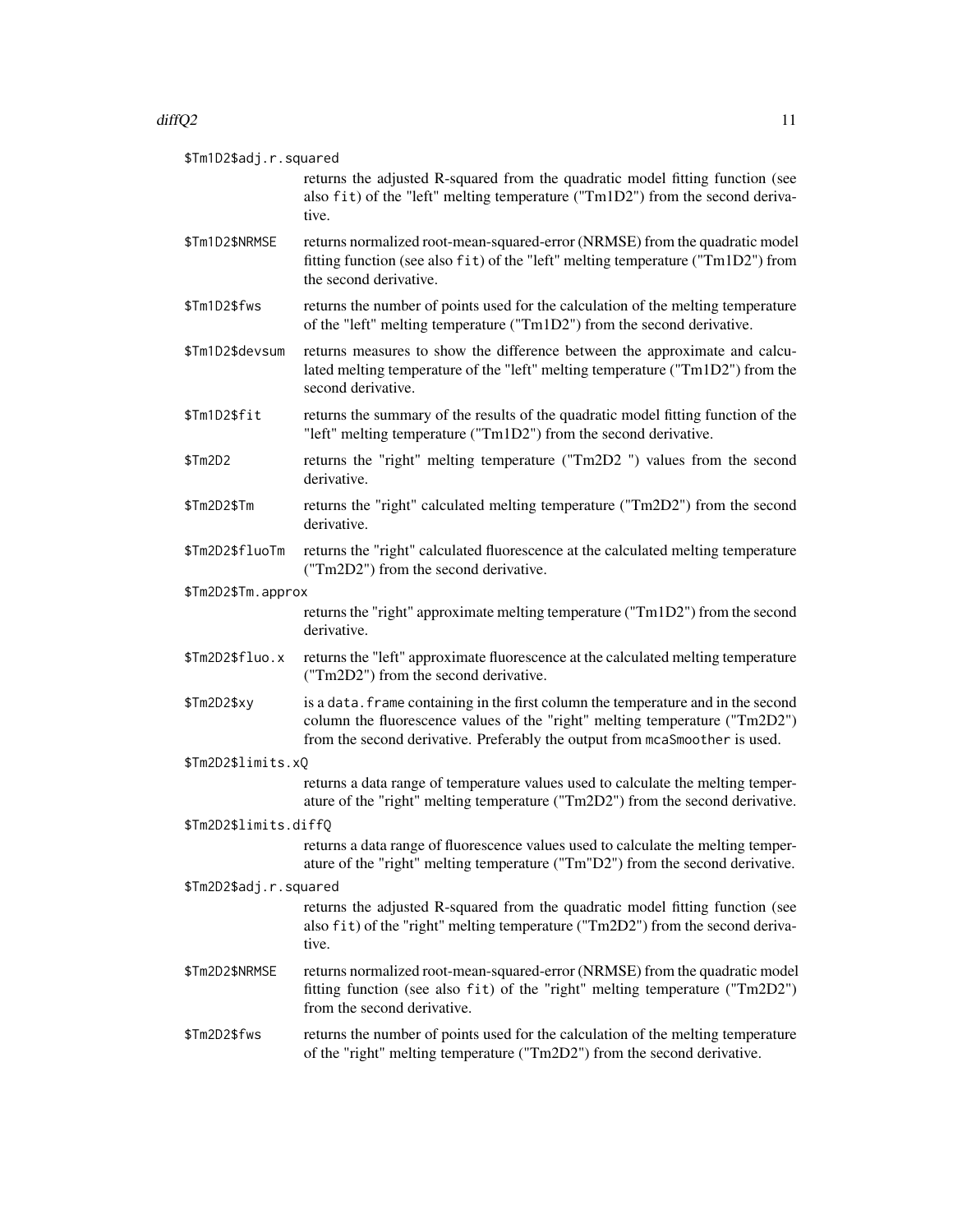`$Tm1D2$adj.r.squared`
: returns the adjusted R-squared from the quadratic model fitting function (see also `fit`) of the "left" melting temperature ("Tm1D2") from the second derivative.

`$Tm1D2$NRMSE`
: returns normalized root-mean-squared-error (NRMSE) from the quadratic model fitting function (see also `fit`) of the "left" melting temperature ("Tm1D2") from the second derivative.

`$Tm1D2$fws`
: returns the number of points used for the calculation of the melting temperature of the "left" melting temperature ("Tm1D2") from the second derivative.

`$Tm1D2$devsum`
: returns measures to show the difference between the approximate and calculated melting temperature of the "left" melting temperature ("Tm1D2") from the second derivative.

`$Tm1D2$fit`
: returns the summary of the results of the quadratic model fitting function of the "left" melting temperature ("Tm1D2") from the second derivative.

`$Tm2D2`
: returns the "right" melting temperature ("Tm2D2 ") values from the second derivative.

`$Tm2D2$Tm`
: returns the "right" calculated melting temperature ("Tm2D2") from the second derivative.

`$Tm2D2$fluoTm`
: returns the "right" calculated fluorescence at the calculated melting temperature ("Tm2D2") from the second derivative.

`$Tm2D2$Tm.approx`
: returns the "right" approximate melting temperature ("Tm1D2") from the second derivative.

`$Tm2D2$fluo.x`
: returns the "left" approximate fluorescence at the calculated melting temperature ("Tm2D2") from the second derivative.

`$Tm2D2$xy`
: is a `data.frame` containing in the first column the temperature and in the second column the fluorescence values of the "right" melting temperature ("Tm2D2") from the second derivative. Preferably the output from `mcaSmoother` is used.

`$Tm2D2$limits.xQ`
: returns a data range of temperature values used to calculate the melting temperature of the "right" melting temperature ("Tm2D2") from the second derivative.

`$Tm2D2$limits.diffQ`
: returns a data range of fluorescence values used to calculate the melting temperature of the "right" melting temperature ("Tm"D2") from the second derivative.

`$Tm2D2$adj.r.squared`
: returns the adjusted R-squared from the quadratic model fitting function (see also `fit`) of the "right" melting temperature ("Tm2D2") from the second derivative.

`$Tm2D2$NRMSE`
: returns normalized root-mean-squared-error (NRMSE) from the quadratic model fitting function (see also `fit`) of the "right" melting temperature ("Tm2D2") from the second derivative.

`$Tm2D2$fws`
: returns the number of points used for the calculation of the melting temperature of the "right" melting temperature ("Tm2D2") from the second derivative.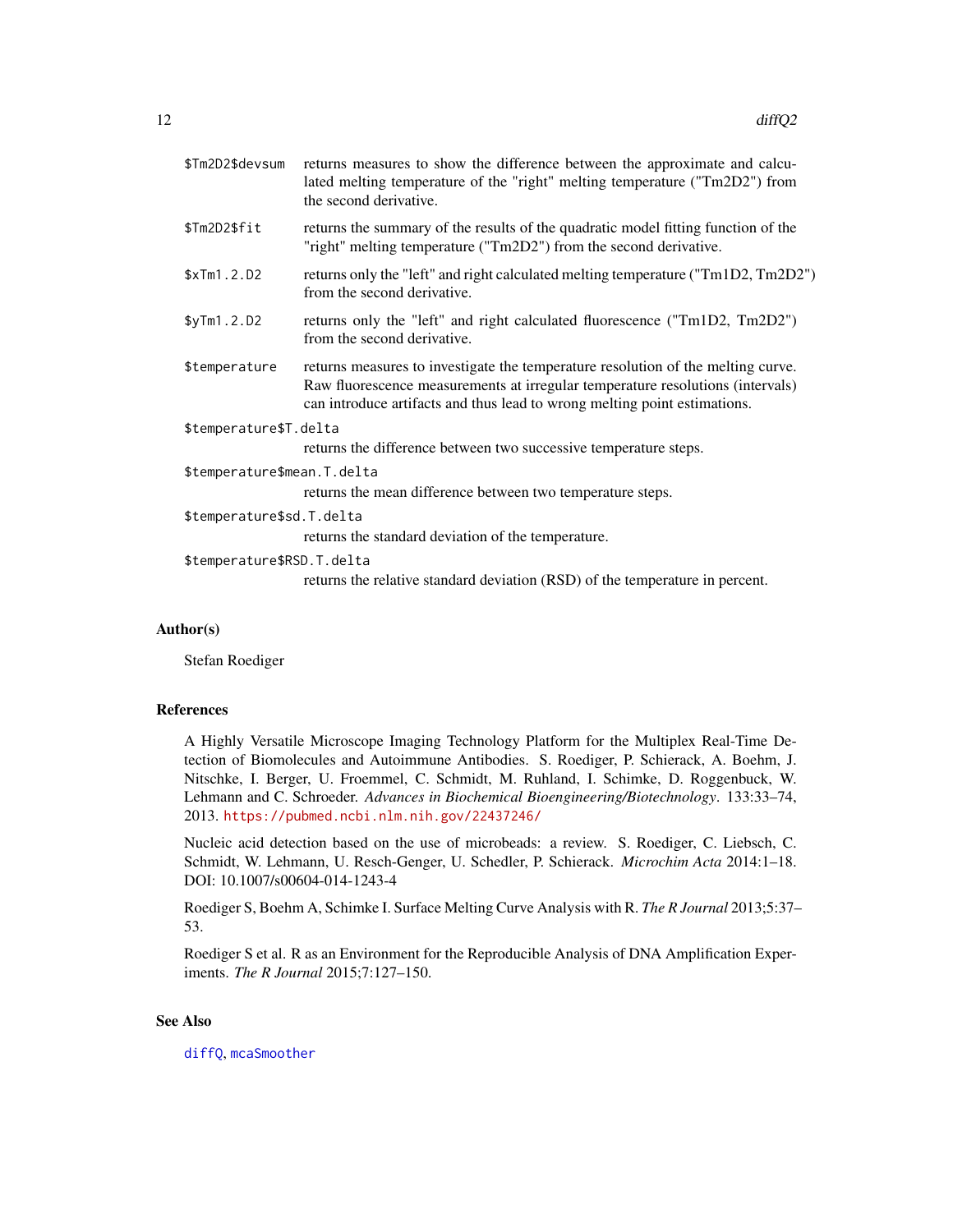`$Tm2D2$devsum` returns measures to show the difference between the approximate and calculated melting temperature of the "right" melting temperature ("Tm2D2") from the second derivative.

`$Tm2D2$fit` returns the summary of the results of the quadratic model fitting function of the "right" melting temperature ("Tm2D2") from the second derivative.

`$xTm1.2.D2` returns only the "left" and right calculated melting temperature ("Tm1D2, Tm2D2") from the second derivative.

`$yTm1.2.D2` returns only the "left" and right calculated fluorescence ("Tm1D2, Tm2D2") from the second derivative.

`$temperature` returns measures to investigate the temperature resolution of the melting curve. Raw fluorescence measurements at irregular temperature resolutions (intervals) can introduce artifacts and thus lead to wrong melting point estimations.

`$temperature$T.delta` returns the difference between two successive temperature steps.

`$temperature$mean.T.delta` returns the mean difference between two temperature steps.

`$temperature$sd.T.delta` returns the standard deviation of the temperature.

`$temperature$RSD.T.delta` returns the relative standard deviation (RSD) of the temperature in percent.

## Author(s)

Stefan Roediger

## References

A Highly Versatile Microscope Imaging Technology Platform for the Multiplex Real-Time Detection of Biomolecules and Autoimmune Antibodies. S. Roediger, P. Schierack, A. Boehm, J. Nitschke, I. Berger, U. Froemmel, C. Schmidt, M. Ruhland, I. Schimke, D. Roggenbuck, W. Lehmann and C. Schroeder. *Advances in Biochemical Bioengineering/Biotechnology*. 133:33–74, 2013. https://pubmed.ncbi.nlm.nih.gov/22437246/

Nucleic acid detection based on the use of microbeads: a review. S. Roediger, C. Liebsch, C. Schmidt, W. Lehmann, U. Resch-Genger, U. Schedler, P. Schierack. *Microchim Acta* 2014:1–18. DOI: 10.1007/s00604-014-1243-4

Roediger S, Boehm A, Schimke I. Surface Melting Curve Analysis with R. *The R Journal* 2013;5:37–53.

Roediger S et al. R as an Environment for the Reproducible Analysis of DNA Amplification Experiments. *The R Journal* 2015;7:127–150.

## See Also

`diffQ`, `mcaSmoother`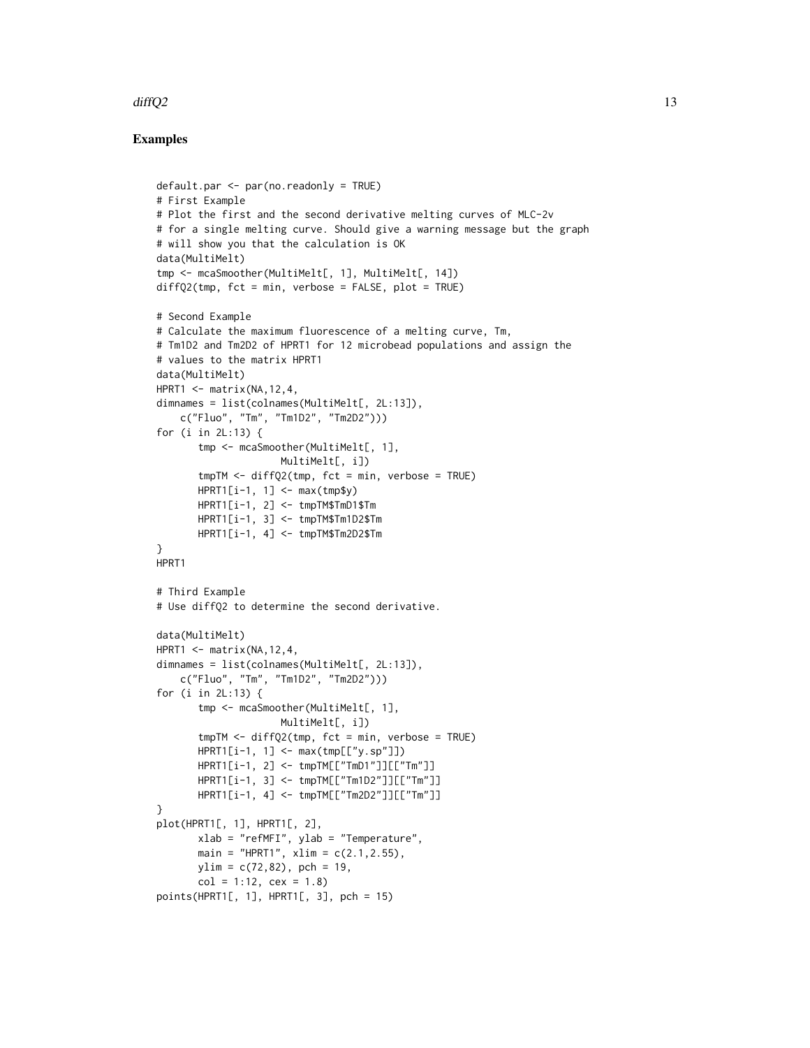## Examples

```
default.par <- par(no.readonly = TRUE)
# First Example
# Plot the first and the second derivative melting curves of MLC-2v
# for a single melting curve. Should give a warning message but the graph
# will show you that the calculation is OK
data(MultiMelt)
tmp <- mcaSmoother(MultiMelt[, 1], MultiMelt[, 14])
diffQ2(tmp, fct = min, verbose = FALSE, plot = TRUE)

# Second Example
# Calculate the maximum fluorescence of a melting curve, Tm,
# Tm1D2 and Tm2D2 of HPRT1 for 12 microbead populations and assign the
# values to the matrix HPRT1
data(MultiMelt)
HPRT1 <- matrix(NA,12,4,
dimnames = list(colnames(MultiMelt[, 2L:13]),
    c("Fluo", "Tm", "Tm1D2", "Tm2D2")))
for (i in 2L:13) {
       tmp <- mcaSmoother(MultiMelt[, 1],
                     MultiMelt[, i])
       tmpTM <- diffQ2(tmp, fct = min, verbose = TRUE)
       HPRT1[i-1, 1] <- max(tmp$y)
       HPRT1[i-1, 2] <- tmpTM$TmD1$Tm
       HPRT1[i-1, 3] <- tmpTM$Tm1D2$Tm
       HPRT1[i-1, 4] <- tmpTM$Tm2D2$Tm
}
HPRT1

# Third Example
# Use diffQ2 to determine the second derivative.

data(MultiMelt)
HPRT1 <- matrix(NA,12,4,
dimnames = list(colnames(MultiMelt[, 2L:13]),
    c("Fluo", "Tm", "Tm1D2", "Tm2D2")))
for (i in 2L:13) {
       tmp <- mcaSmoother(MultiMelt[, 1],
                     MultiMelt[, i])
       tmpTM <- diffQ2(tmp, fct = min, verbose = TRUE)
       HPRT1[i-1, 1] <- max(tmp[["y.sp"]])
       HPRT1[i-1, 2] <- tmpTM[["TmD1"]][["Tm"]]
       HPRT1[i-1, 3] <- tmpTM[["Tm1D2"]][["Tm"]]
       HPRT1[i-1, 4] <- tmpTM[["Tm2D2"]][["Tm"]]
}
plot(HPRT1[, 1], HPRT1[, 2],
       xlab = "refMFI", ylab = "Temperature",
       main = "HPRT1", xlim = c(2.1,2.55),
       ylim = c(72,82), pch = 19,
       col = 1:12, cex = 1.8)
points(HPRT1[, 1], HPRT1[, 3], pch = 15)
```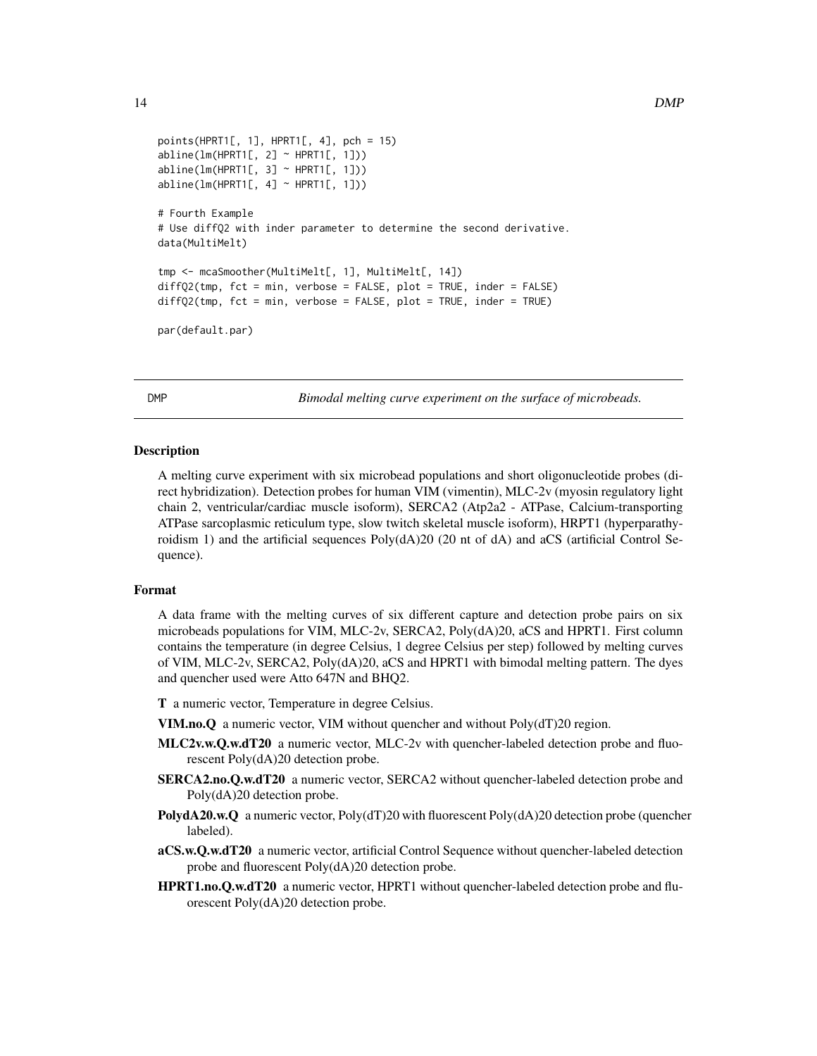```
points(HPRT1[, 1], HPRT1[, 4], pch = 15)
abline(lm(HPRT1[, 2] ~ HPRT1[, 1]))
abline(lm(HPRT1[, 3] ~ HPRT1[, 1]))
abline(lm(HPRT1[, 4] ~ HPRT1[, 1]))

# Fourth Example
# Use diffQ2 with inder parameter to determine the second derivative.
data(MultiMelt)

tmp <- mcaSmoother(MultiMelt[, 1], MultiMelt[, 14])
diffQ2(tmp, fct = min, verbose = FALSE, plot = TRUE, inder = FALSE)
diffQ2(tmp, fct = min, verbose = FALSE, plot = TRUE, inder = TRUE)

par(default.par)
```

---

## DMP — *Bimodal melting curve experiment on the surface of microbeads.*

---

### Description

A melting curve experiment with six microbead populations and short oligonucleotide probes (direct hybridization). Detection probes for human VIM (vimentin), MLC-2v (myosin regulatory light chain 2, ventricular/cardiac muscle isoform), SERCA2 (Atp2a2 - ATPase, Calcium-transporting ATPase sarcoplasmic reticulum type, slow twitch skeletal muscle isoform), HRPT1 (hyperparathyroidism 1) and the artificial sequences Poly(dA)20 (20 nt of dA) and aCS (artificial Control Sequence).

### Format

A data frame with the melting curves of six different capture and detection probe pairs on six microbeads populations for VIM, MLC-2v, SERCA2, Poly(dA)20, aCS and HPRT1. First column contains the temperature (in degree Celsius, 1 degree Celsius per step) followed by melting curves of VIM, MLC-2v, SERCA2, Poly(dA)20, aCS and HPRT1 with bimodal melting pattern. The dyes and quencher used were Atto 647N and BHQ2.

- **T** a numeric vector, Temperature in degree Celsius.
- **VIM.no.Q** a numeric vector, VIM without quencher and without Poly(dT)20 region.
- **MLC2v.w.Q.w.dT20** a numeric vector, MLC-2v with quencher-labeled detection probe and fluorescent Poly(dA)20 detection probe.
- **SERCA2.no.Q.w.dT20** a numeric vector, SERCA2 without quencher-labeled detection probe and Poly(dA)20 detection probe.
- **PolydA20.w.Q** a numeric vector, Poly(dT)20 with fluorescent Poly(dA)20 detection probe (quencher labeled).
- **aCS.w.Q.w.dT20** a numeric vector, artificial Control Sequence without quencher-labeled detection probe and fluorescent Poly(dA)20 detection probe.
- **HPRT1.no.Q.w.dT20** a numeric vector, HPRT1 without quencher-labeled detection probe and fluorescent Poly(dA)20 detection probe.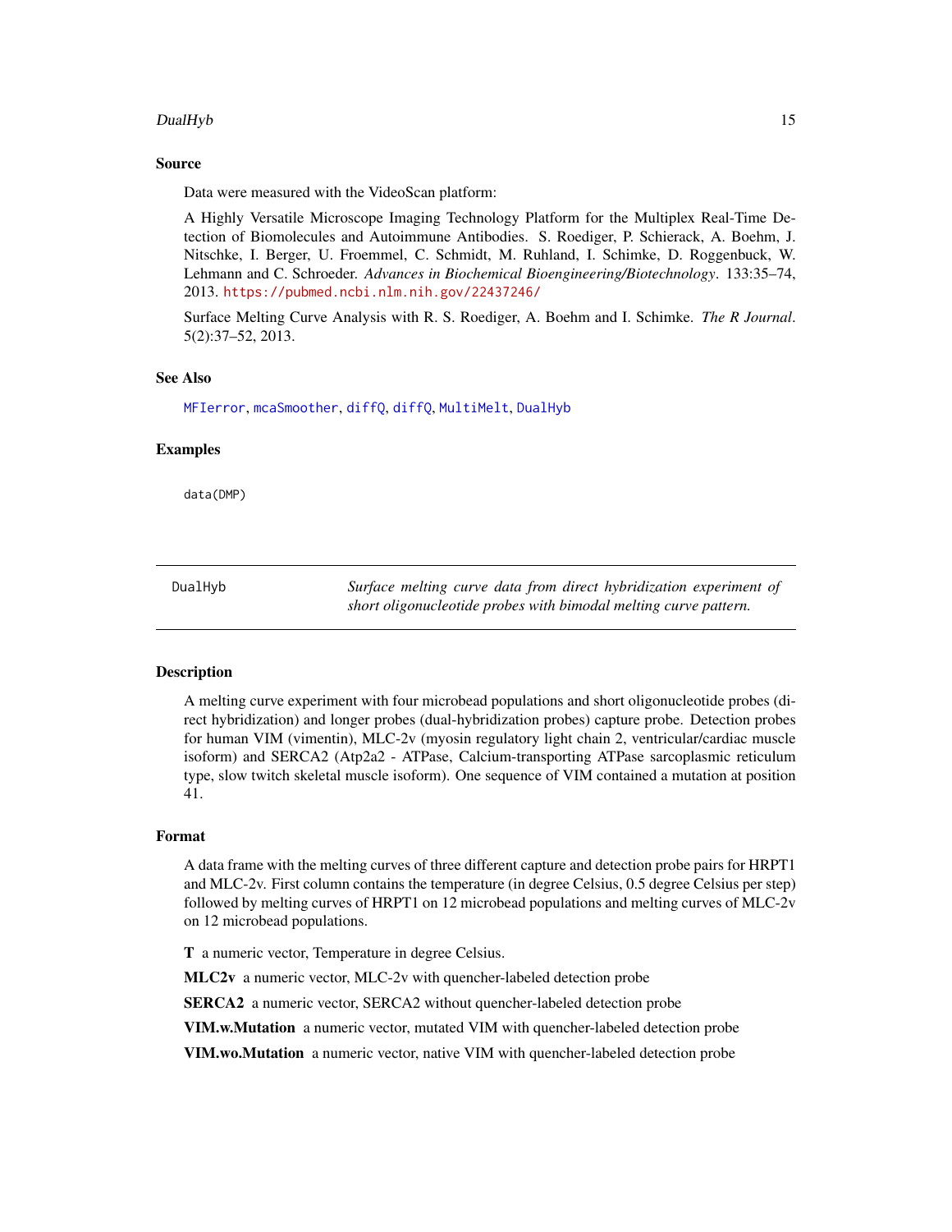### Source

Data were measured with the VideoScan platform:

A Highly Versatile Microscope Imaging Technology Platform for the Multiplex Real-Time Detection of Biomolecules and Autoimmune Antibodies. S. Roediger, P. Schierack, A. Boehm, J. Nitschke, I. Berger, U. Froemmel, C. Schmidt, M. Ruhland, I. Schimke, D. Roggenbuck, W. Lehmann and C. Schroeder. *Advances in Biochemical Bioengineering/Biotechnology*. 133:35–74, 2013. https://pubmed.ncbi.nlm.nih.gov/22437246/

Surface Melting Curve Analysis with R. S. Roediger, A. Boehm and I. Schimke. *The R Journal*. 5(2):37–52, 2013.

### See Also

MFIerror, mcaSmoother, diffQ, diffQ, MultiMelt, DualHyb

### Examples

```
data(DMP)
```

---

## DualHyb — *Surface melting curve data from direct hybridization experiment of short oligonucleotide probes with bimodal melting curve pattern.*

### Description

A melting curve experiment with four microbead populations and short oligonucleotide probes (direct hybridization) and longer probes (dual-hybridization probes) capture probe. Detection probes for human VIM (vimentin), MLC-2v (myosin regulatory light chain 2, ventricular/cardiac muscle isoform) and SERCA2 (Atp2a2 - ATPase, Calcium-transporting ATPase sarcoplasmic reticulum type, slow twitch skeletal muscle isoform). One sequence of VIM contained a mutation at position 41.

### Format

A data frame with the melting curves of three different capture and detection probe pairs for HRPT1 and MLC-2v. First column contains the temperature (in degree Celsius, 0.5 degree Celsius per step) followed by melting curves of HRPT1 on 12 microbead populations and melting curves of MLC-2v on 12 microbead populations.

**T** a numeric vector, Temperature in degree Celsius.

**MLC2v** a numeric vector, MLC-2v with quencher-labeled detection probe

**SERCA2** a numeric vector, SERCA2 without quencher-labeled detection probe

**VIM.w.Mutation** a numeric vector, mutated VIM with quencher-labeled detection probe

**VIM.wo.Mutation** a numeric vector, native VIM with quencher-labeled detection probe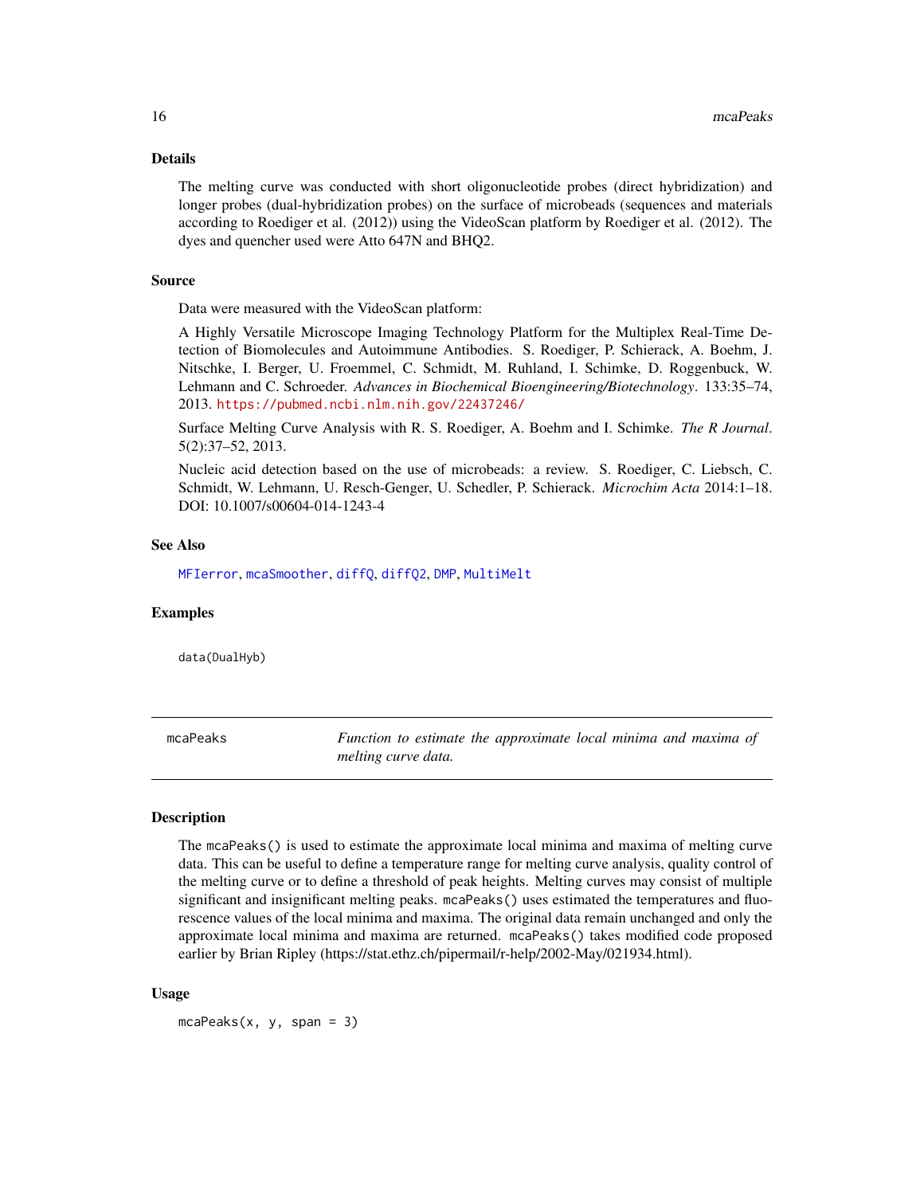### Details

The melting curve was conducted with short oligonucleotide probes (direct hybridization) and longer probes (dual-hybridization probes) on the surface of microbeads (sequences and materials according to Roediger et al. (2012)) using the VideoScan platform by Roediger et al. (2012). The dyes and quencher used were Atto 647N and BHQ2.

### Source

Data were measured with the VideoScan platform:

A Highly Versatile Microscope Imaging Technology Platform for the Multiplex Real-Time Detection of Biomolecules and Autoimmune Antibodies. S. Roediger, P. Schierack, A. Boehm, J. Nitschke, I. Berger, U. Froemmel, C. Schmidt, M. Ruhland, I. Schimke, D. Roggenbuck, W. Lehmann and C. Schroeder. *Advances in Biochemical Bioengineering/Biotechnology*. 133:35–74, 2013. https://pubmed.ncbi.nlm.nih.gov/22437246/

Surface Melting Curve Analysis with R. S. Roediger, A. Boehm and I. Schimke. *The R Journal*. 5(2):37–52, 2013.

Nucleic acid detection based on the use of microbeads: a review. S. Roediger, C. Liebsch, C. Schmidt, W. Lehmann, U. Resch-Genger, U. Schedler, P. Schierack. *Microchim Acta* 2014:1–18. DOI: 10.1007/s00604-014-1243-4

### See Also

MFIerror, mcaSmoother, diffQ, diffQ2, DMP, MultiMelt

### Examples

```
data(DualHyb)
```

---

## mcaPeaks — *Function to estimate the approximate local minima and maxima of melting curve data.*

### Description

The mcaPeaks() is used to estimate the approximate local minima and maxima of melting curve data. This can be useful to define a temperature range for melting curve analysis, quality control of the melting curve or to define a threshold of peak heights. Melting curves may consist of multiple significant and insignificant melting peaks. mcaPeaks() uses estimated the temperatures and fluorescence values of the local minima and maxima. The original data remain unchanged and only the approximate local minima and maxima are returned. mcaPeaks() takes modified code proposed earlier by Brian Ripley (https://stat.ethz.ch/pipermail/r-help/2002-May/021934.html).

### Usage

```
mcaPeaks(x, y, span = 3)
```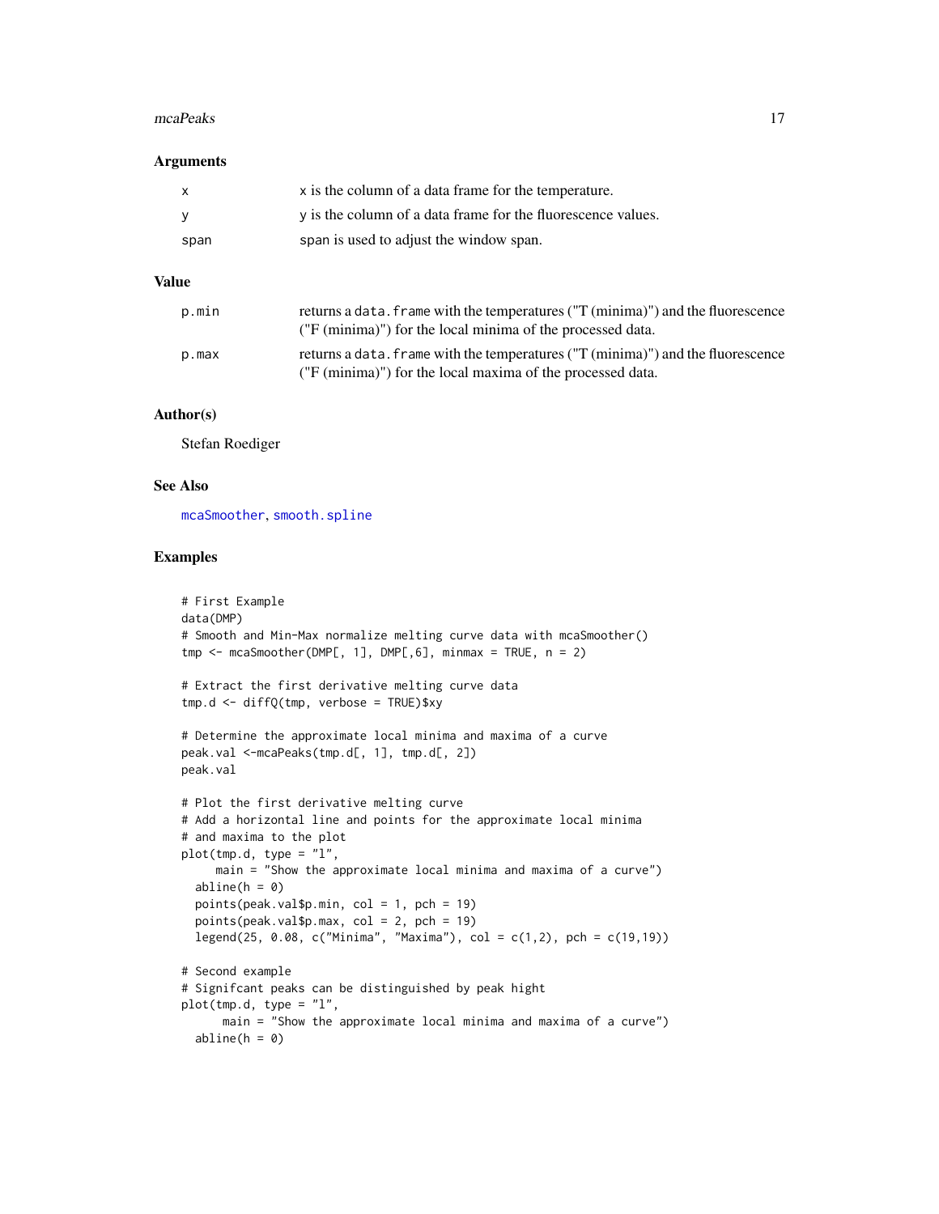## Arguments

| | |
|---|---|
| x | x is the column of a data frame for the temperature. |
| y | y is the column of a data frame for the fluorescence values. |
| span | span is used to adjust the window span. |

## Value

| | |
|---|---|
| p.min | returns a data.frame with the temperatures ("T (minima)") and the fluorescence ("F (minima)") for the local minima of the processed data. |
| p.max | returns a data.frame with the temperatures ("T (minima)") and the fluorescence ("F (minima)") for the local maxima of the processed data. |

## Author(s)

Stefan Roediger

## See Also

mcaSmoother, smooth.spline

## Examples

```
# First Example
data(DMP)
# Smooth and Min-Max normalize melting curve data with mcaSmoother()
tmp <- mcaSmoother(DMP[, 1], DMP[,6], minmax = TRUE, n = 2)

# Extract the first derivative melting curve data
tmp.d <- diffQ(tmp, verbose = TRUE)$xy

# Determine the approximate local minima and maxima of a curve
peak.val <-mcaPeaks(tmp.d[, 1], tmp.d[, 2])
peak.val

# Plot the first derivative melting curve
# Add a horizontal line and points for the approximate local minima
# and maxima to the plot
plot(tmp.d, type = "l",
     main = "Show the approximate local minima and maxima of a curve")
  abline(h = 0)
  points(peak.val$p.min, col = 1, pch = 19)
  points(peak.val$p.max, col = 2, pch = 19)
  legend(25, 0.08, c("Minima", "Maxima"), col = c(1,2), pch = c(19,19))

# Second example
# Signifcant peaks can be distinguished by peak hight
plot(tmp.d, type = "l",
      main = "Show the approximate local minima and maxima of a curve")
  abline(h = 0)
```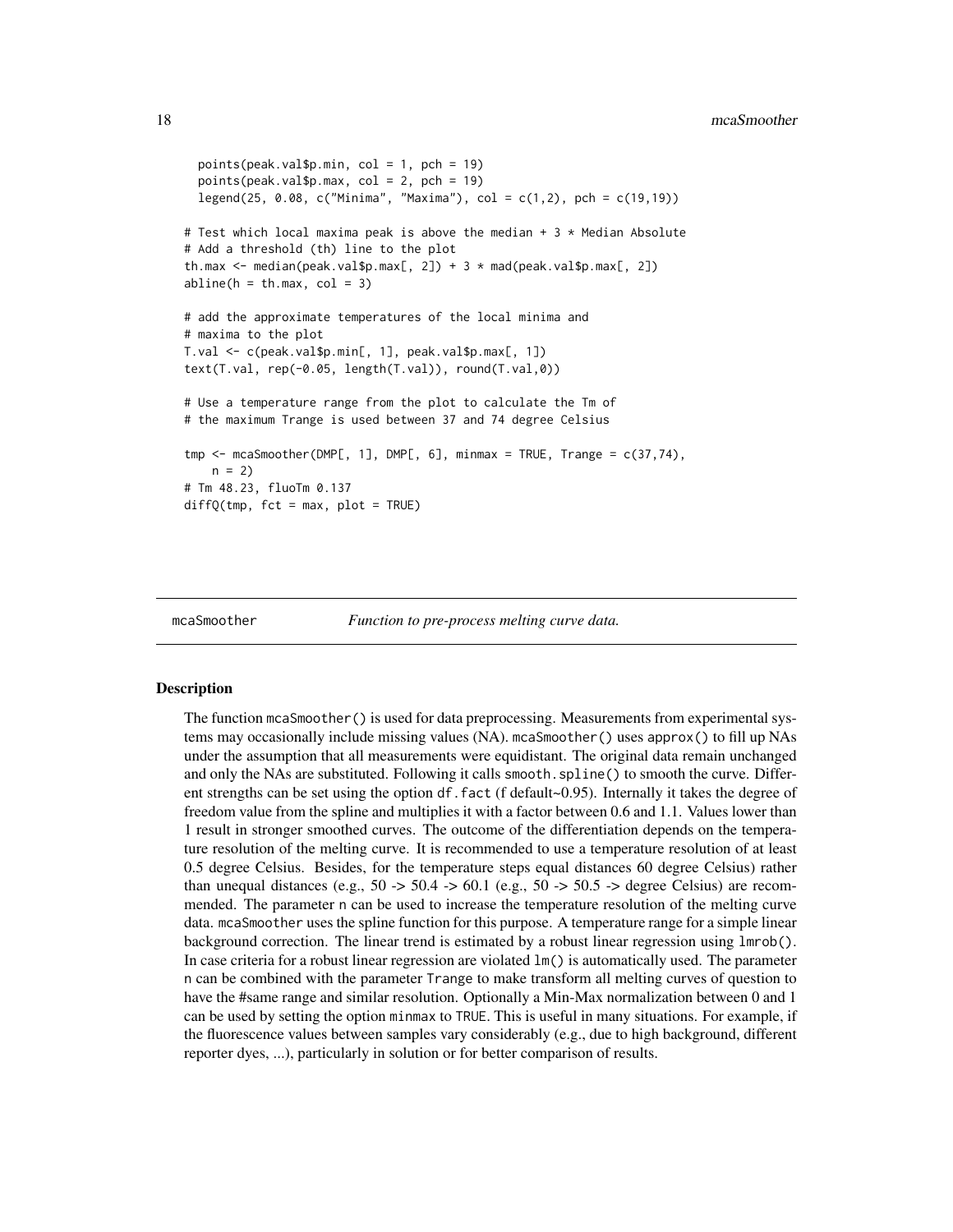```
  points(peak.val$p.min, col = 1, pch = 19)
  points(peak.val$p.max, col = 2, pch = 19)
  legend(25, 0.08, c("Minima", "Maxima"), col = c(1,2), pch = c(19,19))

# Test which local maxima peak is above the median + 3 * Median Absolute
# Add a threshold (th) line to the plot
th.max <- median(peak.val$p.max[, 2]) + 3 * mad(peak.val$p.max[, 2])
abline(h = th.max, col = 3)

# add the approximate temperatures of the local minima and
# maxima to the plot
T.val <- c(peak.val$p.min[, 1], peak.val$p.max[, 1])
text(T.val, rep(-0.05, length(T.val)), round(T.val,0))

# Use a temperature range from the plot to calculate the Tm of
# the maximum Trange is used between 37 and 74 degree Celsius

tmp <- mcaSmoother(DMP[, 1], DMP[, 6], minmax = TRUE, Trange = c(37,74),
    n = 2)
# Tm 48.23, fluoTm 0.137
diffQ(tmp, fct = max, plot = TRUE)
```

---

mcaSmoother *Function to pre-process melting curve data.*

---

## Description

The function mcaSmoother() is used for data preprocessing. Measurements from experimental systems may occasionally include missing values (NA). mcaSmoother() uses approx() to fill up NAs under the assumption that all measurements were equidistant. The original data remain unchanged and only the NAs are substituted. Following it calls smooth.spline() to smooth the curve. Different strengths can be set using the option df.fact (f default~0.95). Internally it takes the degree of freedom value from the spline and multiplies it with a factor between 0.6 and 1.1. Values lower than 1 result in stronger smoothed curves. The outcome of the differentiation depends on the temperature resolution of the melting curve. It is recommended to use a temperature resolution of at least 0.5 degree Celsius. Besides, for the temperature steps equal distances 60 degree Celsius) rather than unequal distances (e.g., 50 -> 50.4 -> 60.1 (e.g., 50 -> 50.5 -> degree Celsius) are recommended. The parameter n can be used to increase the temperature resolution of the melting curve data. mcaSmoother uses the spline function for this purpose. A temperature range for a simple linear background correction. The linear trend is estimated by a robust linear regression using lmrob(). In case criteria for a robust linear regression are violated lm() is automatically used. The parameter n can be combined with the parameter Trange to make transform all melting curves of question to have the #same range and similar resolution. Optionally a Min-Max normalization between 0 and 1 can be used by setting the option minmax to TRUE. This is useful in many situations. For example, if the fluorescence values between samples vary considerably (e.g., due to high background, different reporter dyes, ...), particularly in solution or for better comparison of results.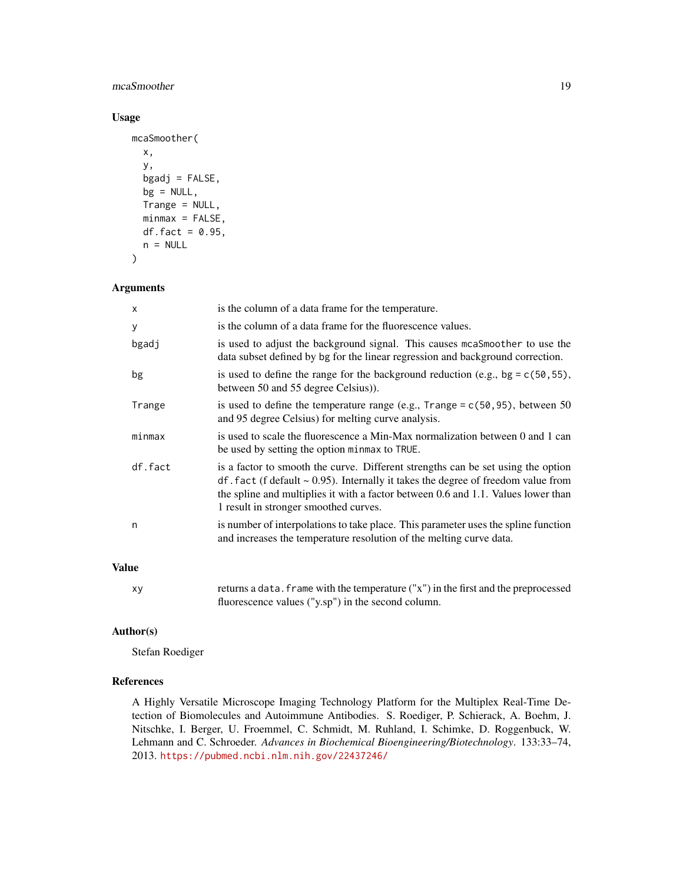## Usage

```
mcaSmoother(
  x,
  y,
  bgadj = FALSE,
  bg = NULL,
  Trange = NULL,
  minmax = FALSE,
  df.fact = 0.95,
  n = NULL
)
```

## Arguments

| | |
|---|---|
| `x` | is the column of a data frame for the temperature. |
| `y` | is the column of a data frame for the fluorescence values. |
| `bgadj` | is used to adjust the background signal. This causes `mcaSmoother` to use the data subset defined by `bg` for the linear regression and background correction. |
| `bg` | is used to define the range for the background reduction (e.g., `bg = c(50,55)`, between 50 and 55 degree Celsius)). |
| `Trange` | is used to define the temperature range (e.g., `Trange = c(50,95)`, between 50 and 95 degree Celsius) for melting curve analysis. |
| `minmax` | is used to scale the fluorescence a Min-Max normalization between 0 and 1 can be used by setting the option `minmax` to `TRUE`. |
| `df.fact` | is a factor to smooth the curve. Different strengths can be set using the option `df.fact` (f default ~ 0.95). Internally it takes the degree of freedom value from the spline and multiplies it with a factor between 0.6 and 1.1. Values lower than 1 result in stronger smoothed curves. |
| `n` | is number of interpolations to take place. This parameter uses the spline function and increases the temperature resolution of the melting curve data. |

## Value

| | |
|---|---|
| `xy` | returns a `data.frame` with the temperature ("x") in the first and the preprocessed fluorescence values ("y.sp") in the second column. |

## Author(s)

Stefan Roediger

## References

A Highly Versatile Microscope Imaging Technology Platform for the Multiplex Real-Time Detection of Biomolecules and Autoimmune Antibodies. S. Roediger, P. Schierack, A. Boehm, J. Nitschke, I. Berger, U. Froemmel, C. Schmidt, M. Ruhland, I. Schimke, D. Roggenbuck, W. Lehmann and C. Schroeder. *Advances in Biochemical Bioengineering/Biotechnology*. 133:33–74, 2013. https://pubmed.ncbi.nlm.nih.gov/22437246/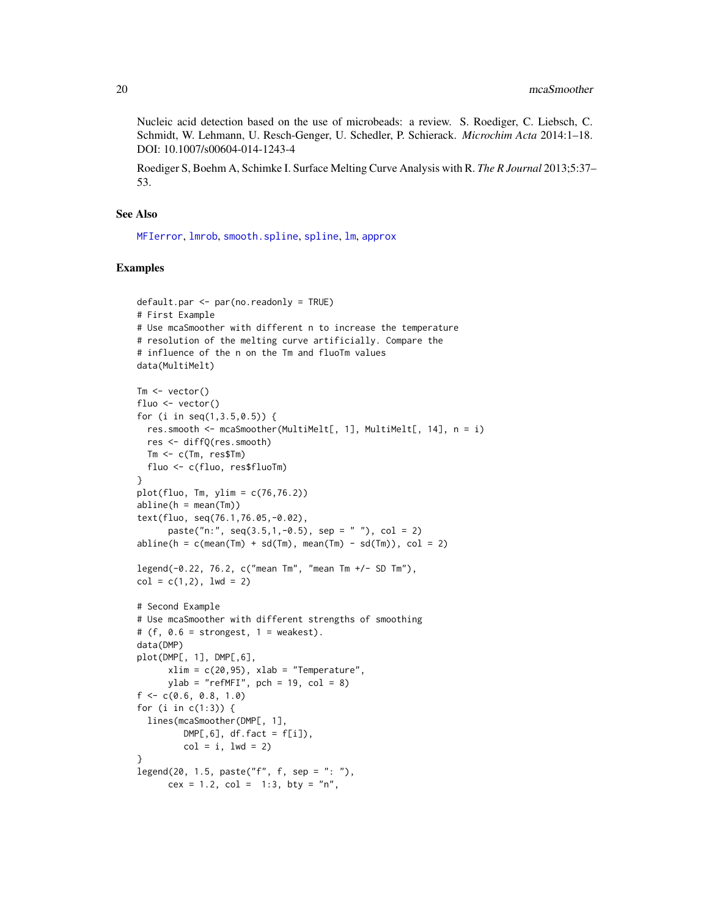Nucleic acid detection based on the use of microbeads: a review. S. Roediger, C. Liebsch, C. Schmidt, W. Lehmann, U. Resch-Genger, U. Schedler, P. Schierack. *Microchim Acta* 2014:1–18. DOI: 10.1007/s00604-014-1243-4

Roediger S, Boehm A, Schimke I. Surface Melting Curve Analysis with R. *The R Journal* 2013;5:37–53.

## See Also

MFIerror, lmrob, smooth.spline, spline, lm, approx

## Examples

```
default.par <- par(no.readonly = TRUE)
# First Example
# Use mcaSmoother with different n to increase the temperature
# resolution of the melting curve artificially. Compare the
# influence of the n on the Tm and fluoTm values
data(MultiMelt)

Tm <- vector()
fluo <- vector()
for (i in seq(1,3.5,0.5)) {
  res.smooth <- mcaSmoother(MultiMelt[, 1], MultiMelt[, 14], n = i)
  res <- diffQ(res.smooth)
  Tm <- c(Tm, res$Tm)
  fluo <- c(fluo, res$fluoTm)
}
plot(fluo, Tm, ylim = c(76,76.2))
abline(h = mean(Tm))
text(fluo, seq(76.1,76.05,-0.02),
      paste("n:", seq(3.5,1,-0.5), sep = " "), col = 2)
abline(h = c(mean(Tm) + sd(Tm), mean(Tm) - sd(Tm)), col = 2)

legend(-0.22, 76.2, c("mean Tm", "mean Tm +/- SD Tm"),
col = c(1,2), lwd = 2)

# Second Example
# Use mcaSmoother with different strengths of smoothing
# (f, 0.6 = strongest, 1 = weakest).
data(DMP)
plot(DMP[, 1], DMP[,6],
      xlim = c(20,95), xlab = "Temperature",
      ylab = "refMFI", pch = 19, col = 8)
f <- c(0.6, 0.8, 1.0)
for (i in c(1:3)) {
  lines(mcaSmoother(DMP[, 1],
         DMP[,6], df.fact = f[i]),
         col = i, lwd = 2)
}
legend(20, 1.5, paste("f", f, sep = ": "),
      cex = 1.2, col =  1:3, bty = "n",
```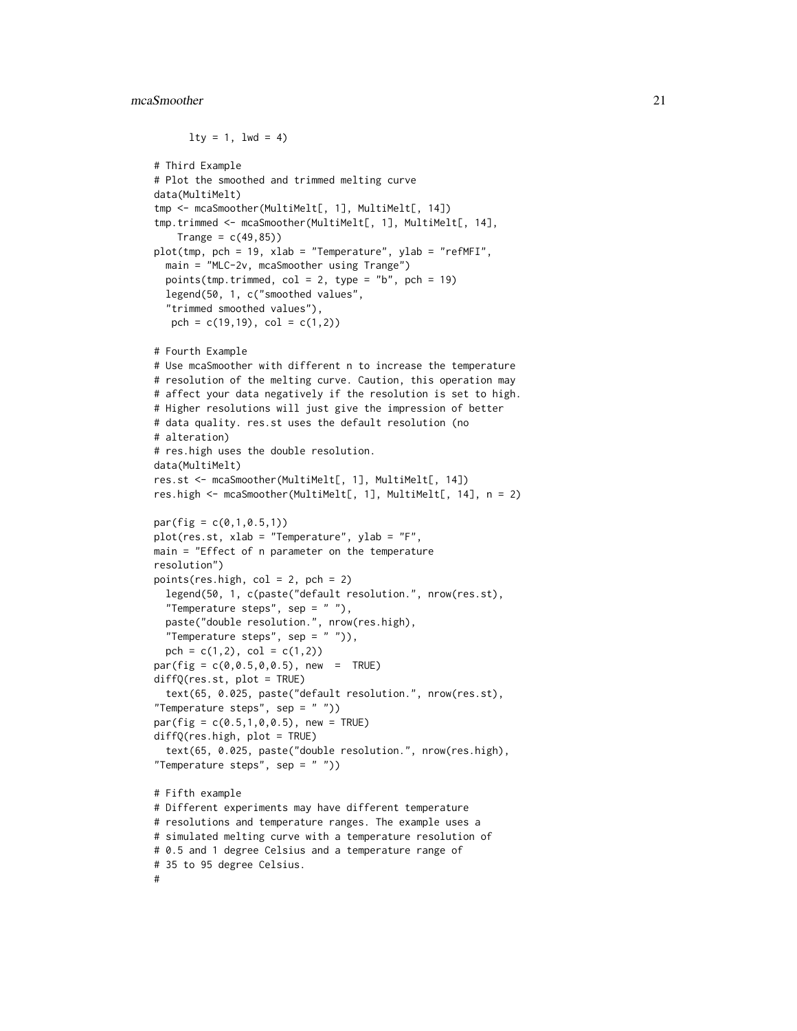```
      lty = 1, lwd = 4)

# Third Example
# Plot the smoothed and trimmed melting curve
data(MultiMelt)
tmp <- mcaSmoother(MultiMelt[, 1], MultiMelt[, 14])
tmp.trimmed <- mcaSmoother(MultiMelt[, 1], MultiMelt[, 14],
    Trange = c(49,85))
plot(tmp, pch = 19, xlab = "Temperature", ylab = "refMFI",
  main = "MLC-2v, mcaSmoother using Trange")
  points(tmp.trimmed, col = 2, type = "b", pch = 19)
  legend(50, 1, c("smoothed values",
  "trimmed smoothed values"),
   pch = c(19,19), col = c(1,2))

# Fourth Example
# Use mcaSmoother with different n to increase the temperature
# resolution of the melting curve. Caution, this operation may
# affect your data negatively if the resolution is set to high.
# Higher resolutions will just give the impression of better
# data quality. res.st uses the default resolution (no
# alteration)
# res.high uses the double resolution.
data(MultiMelt)
res.st <- mcaSmoother(MultiMelt[, 1], MultiMelt[, 14])
res.high <- mcaSmoother(MultiMelt[, 1], MultiMelt[, 14], n = 2)

par(fig = c(0,1,0.5,1))
plot(res.st, xlab = "Temperature", ylab = "F",
main = "Effect of n parameter on the temperature
resolution")
points(res.high, col = 2, pch = 2)
  legend(50, 1, c(paste("default resolution.", nrow(res.st),
  "Temperature steps", sep = " "),
  paste("double resolution.", nrow(res.high),
  "Temperature steps", sep = " ")),
  pch = c(1,2), col = c(1,2))
par(fig = c(0,0.5,0,0.5), new  =  TRUE)
diffQ(res.st, plot = TRUE)
  text(65, 0.025, paste("default resolution.", nrow(res.st),
"Temperature steps", sep = " "))
par(fig = c(0.5,1,0,0.5), new = TRUE)
diffQ(res.high, plot = TRUE)
  text(65, 0.025, paste("double resolution.", nrow(res.high),
"Temperature steps", sep = " "))

# Fifth example
# Different experiments may have different temperature
# resolutions and temperature ranges. The example uses a
# simulated melting curve with a temperature resolution of
# 0.5 and 1 degree Celsius and a temperature range of
# 35 to 95 degree Celsius.
#
```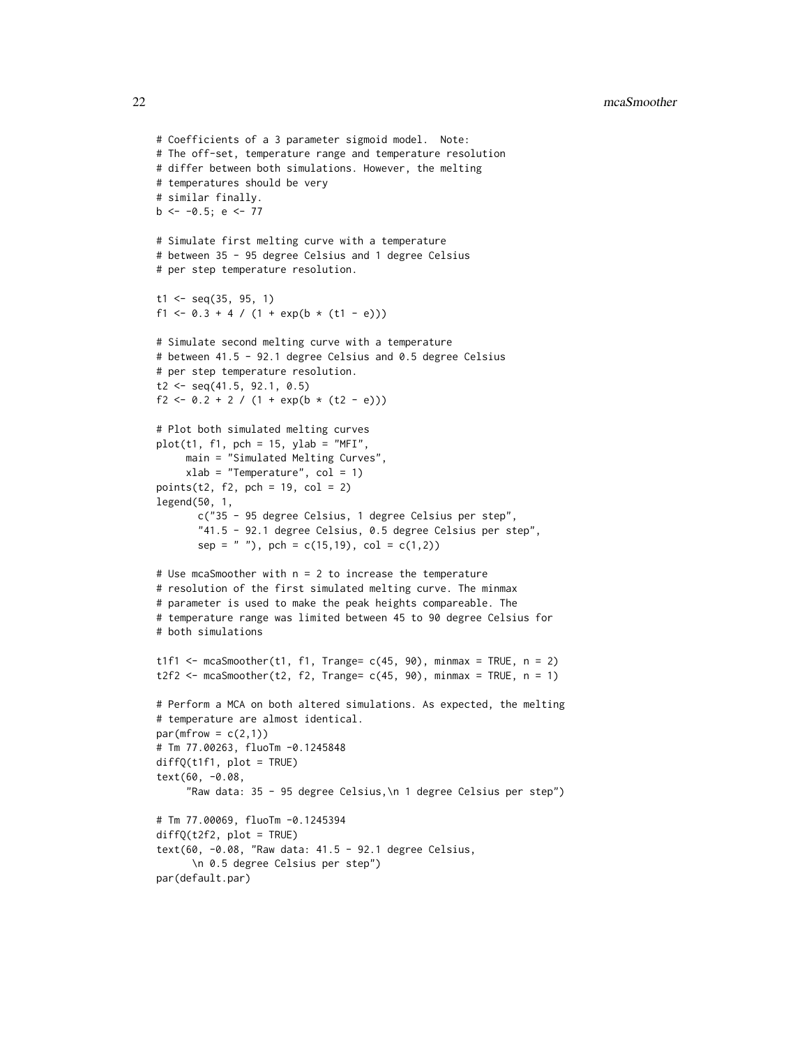```
# Coefficients of a 3 parameter sigmoid model.  Note:
# The off-set, temperature range and temperature resolution
# differ between both simulations. However, the melting
# temperatures should be very
# similar finally.
b <- -0.5; e <- 77

# Simulate first melting curve with a temperature
# between 35 - 95 degree Celsius and 1 degree Celsius
# per step temperature resolution.

t1 <- seq(35, 95, 1)
f1 <- 0.3 + 4 / (1 + exp(b * (t1 - e)))

# Simulate second melting curve with a temperature
# between 41.5 - 92.1 degree Celsius and 0.5 degree Celsius
# per step temperature resolution.
t2 <- seq(41.5, 92.1, 0.5)
f2 <- 0.2 + 2 / (1 + exp(b * (t2 - e)))

# Plot both simulated melting curves
plot(t1, f1, pch = 15, ylab = "MFI",
     main = "Simulated Melting Curves",
     xlab = "Temperature", col = 1)
points(t2, f2, pch = 19, col = 2)
legend(50, 1,
       c("35 - 95 degree Celsius, 1 degree Celsius per step",
       "41.5 - 92.1 degree Celsius, 0.5 degree Celsius per step",
       sep = " "), pch = c(15,19), col = c(1,2))

# Use mcaSmoother with n = 2 to increase the temperature
# resolution of the first simulated melting curve. The minmax
# parameter is used to make the peak heights compareable. The
# temperature range was limited between 45 to 90 degree Celsius for
# both simulations

t1f1 <- mcaSmoother(t1, f1, Trange= c(45, 90), minmax = TRUE, n = 2)
t2f2 <- mcaSmoother(t2, f2, Trange= c(45, 90), minmax = TRUE, n = 1)

# Perform a MCA on both altered simulations. As expected, the melting
# temperature are almost identical.
par(mfrow = c(2,1))
# Tm 77.00263, fluoTm -0.1245848
diffQ(t1f1, plot = TRUE)
text(60, -0.08,
     "Raw data: 35 - 95 degree Celsius,\n 1 degree Celsius per step")

# Tm 77.00069, fluoTm -0.1245394
diffQ(t2f2, plot = TRUE)
text(60, -0.08, "Raw data: 41.5 - 92.1 degree Celsius,
      \n 0.5 degree Celsius per step")
par(default.par)
```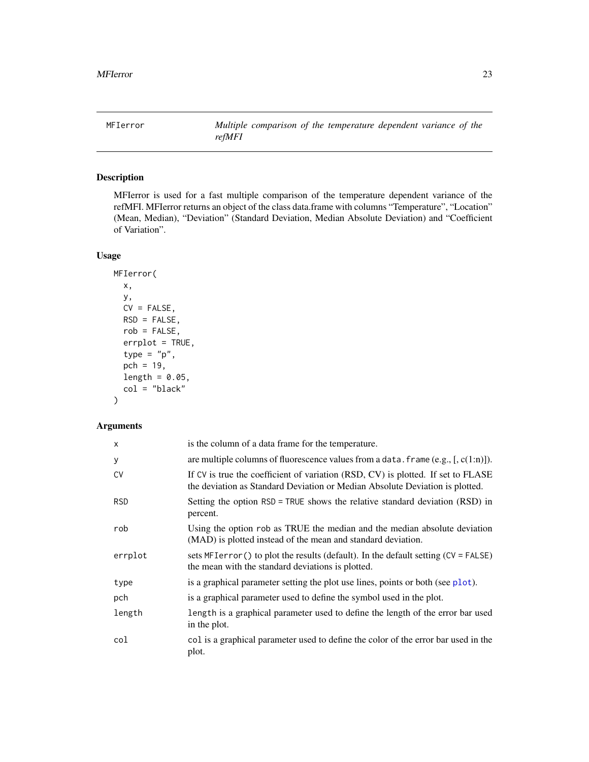## MFIerror — *Multiple comparison of the temperature dependent variance of the refMFI*

### Description

MFIerror is used for a fast multiple comparison of the temperature dependent variance of the refMFI. MFIerror returns an object of the class data.frame with columns "Temperature", "Location" (Mean, Median), "Deviation" (Standard Deviation, Median Absolute Deviation) and "Coefficient of Variation".

### Usage

```
MFIerror(
  x,
  y,
  CV = FALSE,
  RSD = FALSE,
  rob = FALSE,
  errplot = TRUE,
  type = "p",
  pch = 19,
  length = 0.05,
  col = "black"
)
```

### Arguments

| Argument | Description |
|---|---|
| x | is the column of a data frame for the temperature. |
| y | are multiple columns of fluorescence values from a `data.frame` (e.g., [, c(1:n)]). |
| CV | If `CV` is true the coefficient of variation (RSD, CV) is plotted. If set to FLASE the deviation as Standard Deviation or Median Absolute Deviation is plotted. |
| RSD | Setting the option `RSD = TRUE` shows the relative standard deviation (RSD) in percent. |
| rob | Using the option `rob` as TRUE the median and the median absolute deviation (MAD) is plotted instead of the mean and standard deviation. |
| errplot | sets `MFIerror()` to plot the results (default). In the default setting (`CV = FALSE`) the mean with the standard deviations is plotted. |
| type | is a graphical parameter setting the plot use lines, points or both (see `plot`). |
| pch | is a graphical parameter used to define the symbol used in the plot. |
| length | `length` is a graphical parameter used to define the length of the error bar used in the plot. |
| col | `col` is a graphical parameter used to define the color of the error bar used in the plot. |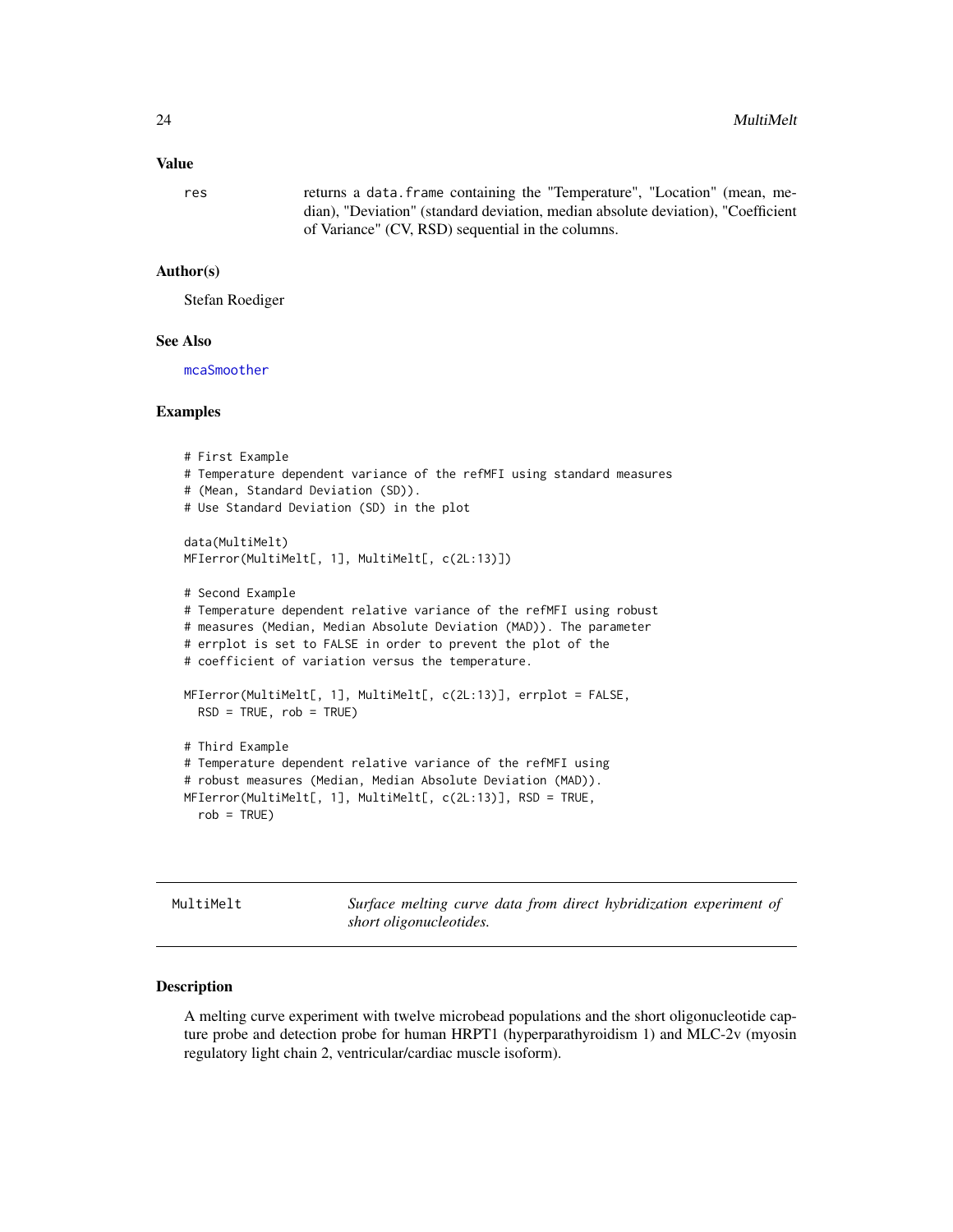### Value

| | |
|---|---|
| res | returns a data.frame containing the "Temperature", "Location" (mean, median), "Deviation" (standard deviation, median absolute deviation), "Coefficient of Variance" (CV, RSD) sequential in the columns. |

### Author(s)

Stefan Roediger

### See Also

mcaSmoother

### Examples

```
# First Example
# Temperature dependent variance of the refMFI using standard measures
# (Mean, Standard Deviation (SD)).
# Use Standard Deviation (SD) in the plot

data(MultiMelt)
MFIerror(MultiMelt[, 1], MultiMelt[, c(2L:13)])

# Second Example
# Temperature dependent relative variance of the refMFI using robust
# measures (Median, Median Absolute Deviation (MAD)). The parameter
# errplot is set to FALSE in order to prevent the plot of the
# coefficient of variation versus the temperature.

MFIerror(MultiMelt[, 1], MultiMelt[, c(2L:13)], errplot = FALSE,
  RSD = TRUE, rob = TRUE)

# Third Example
# Temperature dependent relative variance of the refMFI using
# robust measures (Median, Median Absolute Deviation (MAD)).
MFIerror(MultiMelt[, 1], MultiMelt[, c(2L:13)], RSD = TRUE,
  rob = TRUE)
```

---

## MultiMelt — *Surface melting curve data from direct hybridization experiment of short oligonucleotides.*

---

### Description

A melting curve experiment with twelve microbead populations and the short oligonucleotide capture probe and detection probe for human HRPT1 (hyperparathyroidism 1) and MLC-2v (myosin regulatory light chain 2, ventricular/cardiac muscle isoform).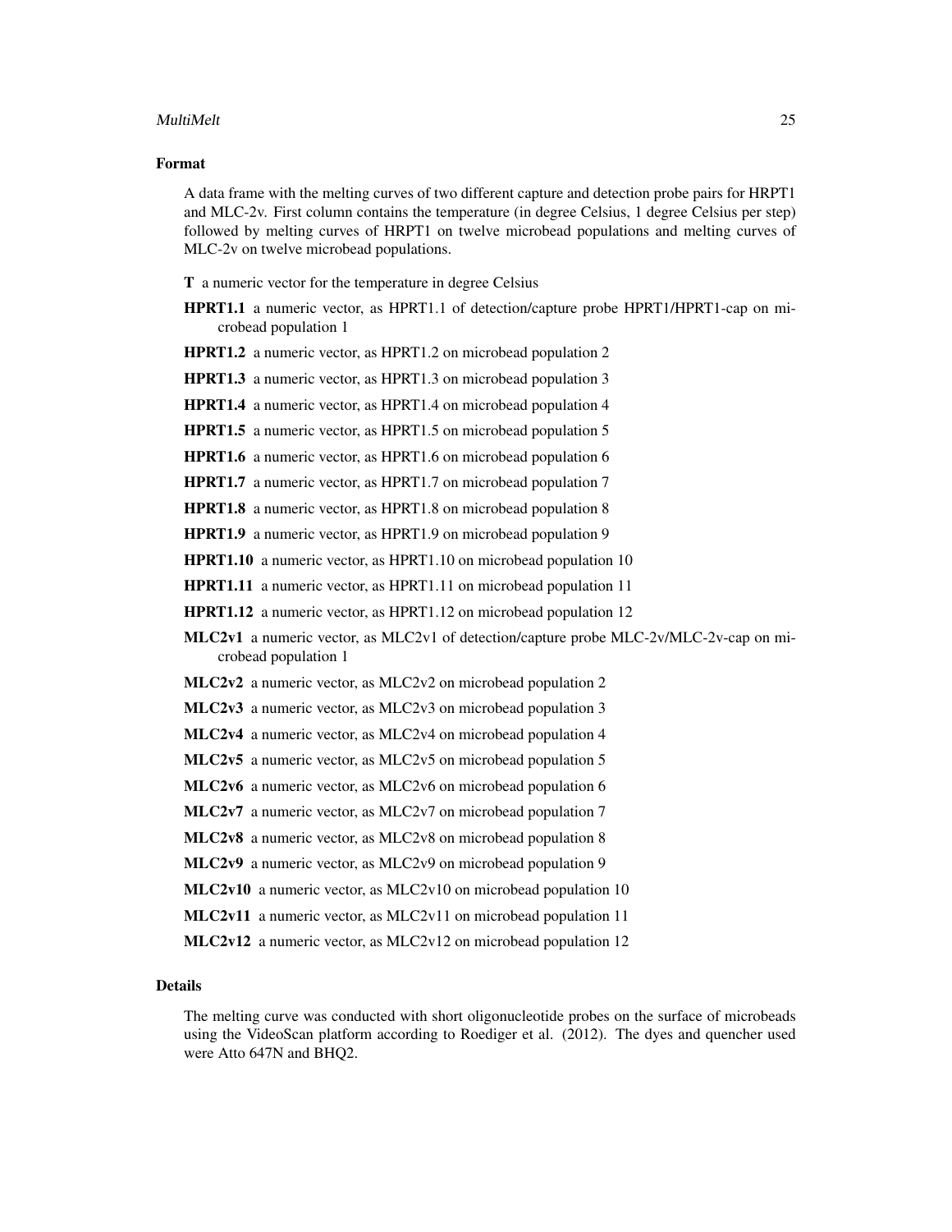## Format

A data frame with the melting curves of two different capture and detection probe pairs for HRPT1 and MLC-2v. First column contains the temperature (in degree Celsius, 1 degree Celsius per step) followed by melting curves of HRPT1 on twelve microbead populations and melting curves of MLC-2v on twelve microbead populations.

- **T** a numeric vector for the temperature in degree Celsius
- **HPRT1.1** a numeric vector, as HPRT1.1 of detection/capture probe HPRT1/HPRT1-cap on microbead population 1
- **HPRT1.2** a numeric vector, as HPRT1.2 on microbead population 2
- **HPRT1.3** a numeric vector, as HPRT1.3 on microbead population 3
- **HPRT1.4** a numeric vector, as HPRT1.4 on microbead population 4
- **HPRT1.5** a numeric vector, as HPRT1.5 on microbead population 5
- **HPRT1.6** a numeric vector, as HPRT1.6 on microbead population 6
- **HPRT1.7** a numeric vector, as HPRT1.7 on microbead population 7
- **HPRT1.8** a numeric vector, as HPRT1.8 on microbead population 8
- **HPRT1.9** a numeric vector, as HPRT1.9 on microbead population 9
- **HPRT1.10** a numeric vector, as HPRT1.10 on microbead population 10
- **HPRT1.11** a numeric vector, as HPRT1.11 on microbead population 11
- **HPRT1.12** a numeric vector, as HPRT1.12 on microbead population 12
- **MLC2v1** a numeric vector, as MLC2v1 of detection/capture probe MLC-2v/MLC-2v-cap on microbead population 1
- **MLC2v2** a numeric vector, as MLC2v2 on microbead population 2
- **MLC2v3** a numeric vector, as MLC2v3 on microbead population 3
- **MLC2v4** a numeric vector, as MLC2v4 on microbead population 4
- **MLC2v5** a numeric vector, as MLC2v5 on microbead population 5
- **MLC2v6** a numeric vector, as MLC2v6 on microbead population 6
- **MLC2v7** a numeric vector, as MLC2v7 on microbead population 7
- **MLC2v8** a numeric vector, as MLC2v8 on microbead population 8
- **MLC2v9** a numeric vector, as MLC2v9 on microbead population 9
- **MLC2v10** a numeric vector, as MLC2v10 on microbead population 10
- **MLC2v11** a numeric vector, as MLC2v11 on microbead population 11
- **MLC2v12** a numeric vector, as MLC2v12 on microbead population 12

## Details

The melting curve was conducted with short oligonucleotide probes on the surface of microbeads using the VideoScan platform according to Roediger et al. (2012). The dyes and quencher used were Atto 647N and BHQ2.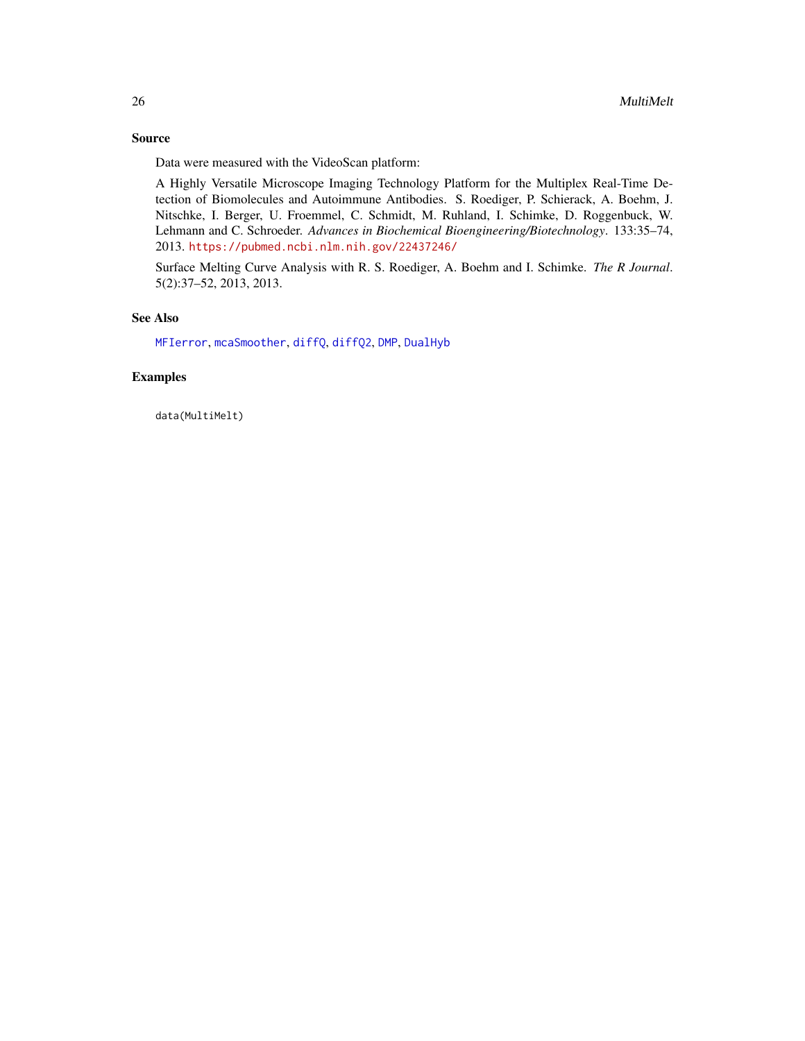## Source

Data were measured with the VideoScan platform:

A Highly Versatile Microscope Imaging Technology Platform for the Multiplex Real-Time Detection of Biomolecules and Autoimmune Antibodies. S. Roediger, P. Schierack, A. Boehm, J. Nitschke, I. Berger, U. Froemmel, C. Schmidt, M. Ruhland, I. Schimke, D. Roggenbuck, W. Lehmann and C. Schroeder. *Advances in Biochemical Bioengineering/Biotechnology*. 133:35–74, 2013. https://pubmed.ncbi.nlm.nih.gov/22437246/

Surface Melting Curve Analysis with R. S. Roediger, A. Boehm and I. Schimke. *The R Journal*. 5(2):37–52, 2013, 2013.

## See Also

MFIerror, mcaSmoother, diffQ, diffQ2, DMP, DualHyb

## Examples

```
data(MultiMelt)
```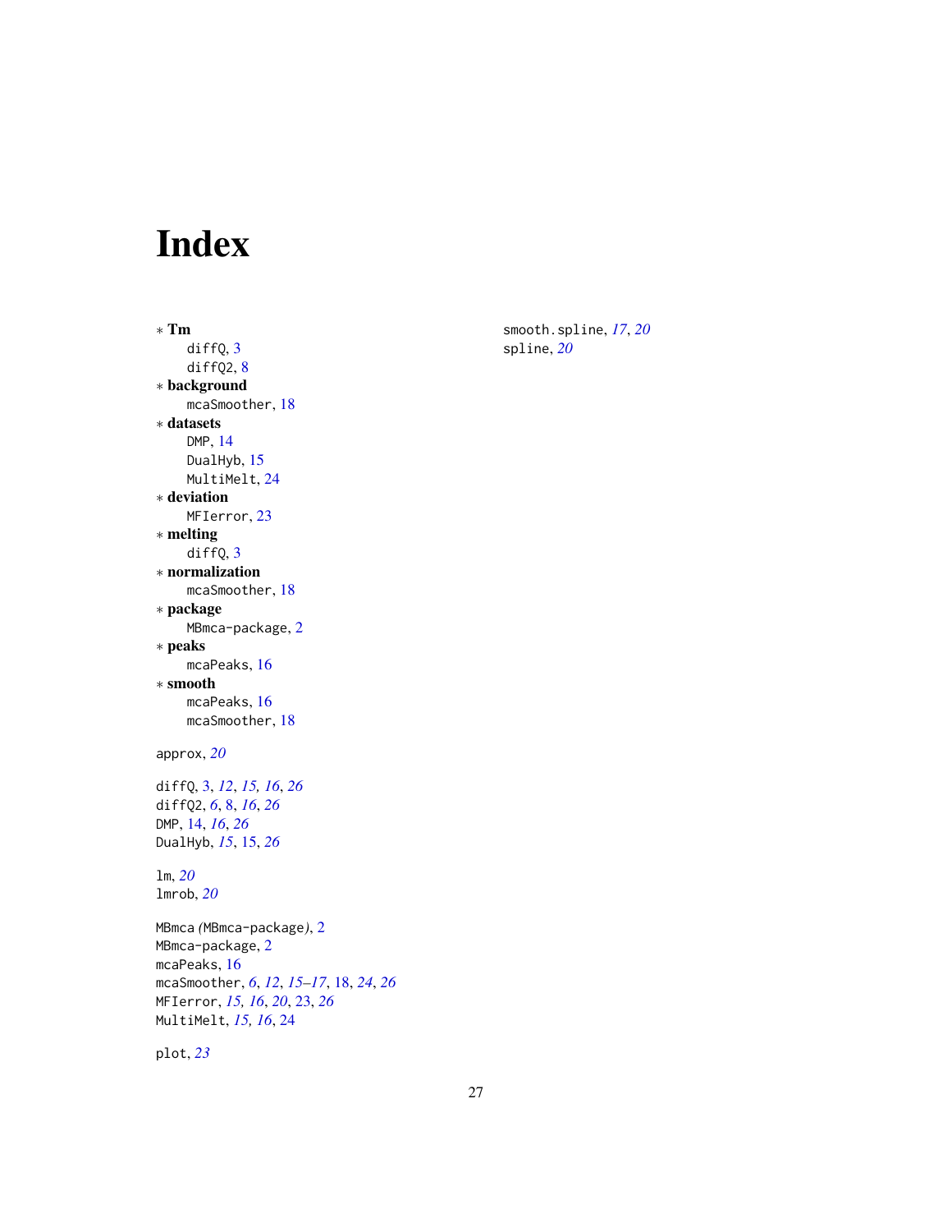# Index

∗ **Tm**
    diffQ, 3
    diffQ2, 8

∗ **background**
    mcaSmoother, 18

∗ **datasets**
    DMP, 14
    DualHyb, 15
    MultiMelt, 24

∗ **deviation**
    MFIerror, 23

∗ **melting**
    diffQ, 3

∗ **normalization**
    mcaSmoother, 18

∗ **package**
    MBmca-package, 2

∗ **peaks**
    mcaPeaks, 16

∗ **smooth**
    mcaPeaks, 16
    mcaSmoother, 18

approx, *20*

diffQ, 3, *12*, *15, 16*, *26*
diffQ2, *6*, 8, *16*, *26*
DMP, 14, *16*, *26*
DualHyb, *15*, 15, *26*

lm, *20*
lmrob, *20*

MBmca *(*MBmca-package*)*, 2
MBmca-package, 2
mcaPeaks, 16
mcaSmoother, *6*, *12*, *15–17*, 18, *24*, *26*
MFIerror, *15, 16*, *20*, 23, *26*
MultiMelt, *15, 16*, 24

plot, *23*

smooth.spline, *17*, *20*
spline, *20*